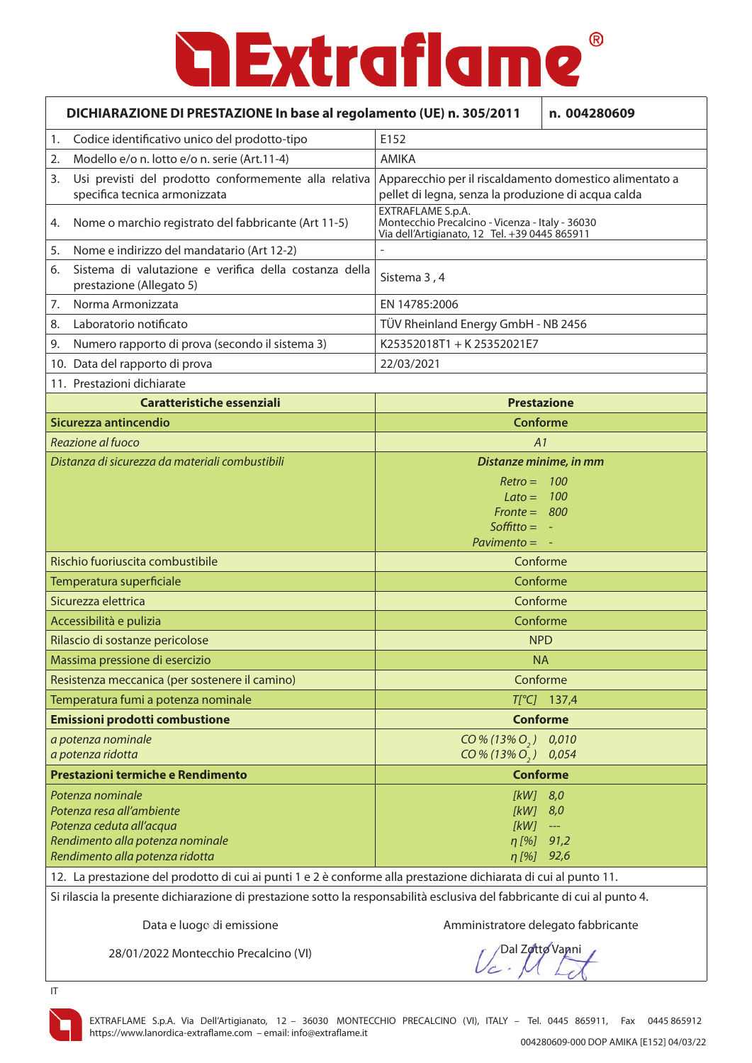# Extraflame®

| DICHIARAZIONE DI PRESTAZIONE In base al regolamento (UE) n. 305/2011 | n. 004280609 |
|---|---|
| 1. Codice identificativo unico del prodotto-tipo | E152 |
| 2. Modello e/o n. lotto e/o n. serie (Art.11-4) | AMIKA |
| 3. Usi previsti del prodotto conformemente alla relativa specifica tecnica armonizzata | Apparecchio per il riscaldamento domestico alimentato a pellet di legna, senza la produzione di acqua calda |
| 4. Nome o marchio registrato del fabbricante (Art 11-5) | EXTRAFLAME S.p.A. Montecchio Precalcino - Vicenza - Italy - 36030 Via dell'Artigianato, 12 Tel. +39 0445 865911 |
| 5. Nome e indirizzo del mandatario (Art 12-2) | - |
| 6. Sistema di valutazione e verifica della costanza della prestazione (Allegato 5) | Sistema 3 , 4 |
| 7. Norma Armonizzata | EN 14785:2006 |
| 8. Laboratorio notificato | TÜV Rheinland Energy GmbH - NB 2456 |
| 9. Numero rapporto di prova (secondo il sistema 3) | K25352018T1 + K 25352021E7 |
| 10. Data del rapporto di prova | 22/03/2021 |
| 11. Prestazioni dichiarate | |
| **Caratteristiche essenziali** | **Prestazione** |
| **Sicurezza antincendio** | **Conforme** |
| *Reazione al fuoco* | *A1* |
| *Distanza di sicurezza da materiali combustibili* | ***Distanze minime, in mm*** *Retro = 100* *Lato = 100* *Fronte = 800* *Soffitto = -* *Pavimento = -* |
| Rischio fuoriuscita combustibile | Conforme |
| Temperatura superficiale | Conforme |
| Sicurezza elettrica | Conforme |
| Accessibilità e pulizia | Conforme |
| Rilascio di sostanze pericolose | NPD |
| Massima pressione di esercizio | NA |
| Resistenza meccanica (per sostenere il camino) | Conforme |
| Temperatura fumi a potenza nominale | *T[°C]* 137,4 |
| **Emissioni prodotti combustione** | **Conforme** |
| *a potenza nominale* | *CO % (13% $O_2$)* 0,010 |
| *a potenza ridotta* | *CO % (13% $O_2$)* 0,054 |
| **Prestazioni termiche e Rendimento** | **Conforme** |
| *Potenza nominale* | *[kW]* 8,0 |
| *Potenza resa all'ambiente* | *[kW]* 8,0 |
| *Potenza ceduta all'acqua* | *[kW]* --- |
| *Rendimento alla potenza nominale* | *η [%]* 91,2 |
| *Rendimento alla potenza ridotta* | *η [%]* 92,6 |

12. La prestazione del prodotto di cui ai punti 1 e 2 è conforme alla prestazione dichiarata di cui al punto 11.

Si rilascia la presente dichiarazione di prestazione sotto la responsabilità esclusiva del fabbricante di cui al punto 4.

Data e luogo di emissione

28/01/2022 Montecchio Precalcino (VI)

Amministratore delegato fabbricante

Dal Zotto Vanni

IT

EXTRAFLAME S.p.A. Via Dell'Artigianato, 12 – 36030 MONTECCHIO PRECALCINO (VI), ITALY – Tel. 0445 865911, Fax 0445 865912
https://www.lanordica-extraflame.com – email: info@extraflame.it

004280609-000 DOP AMIKA [E152] 04/03/22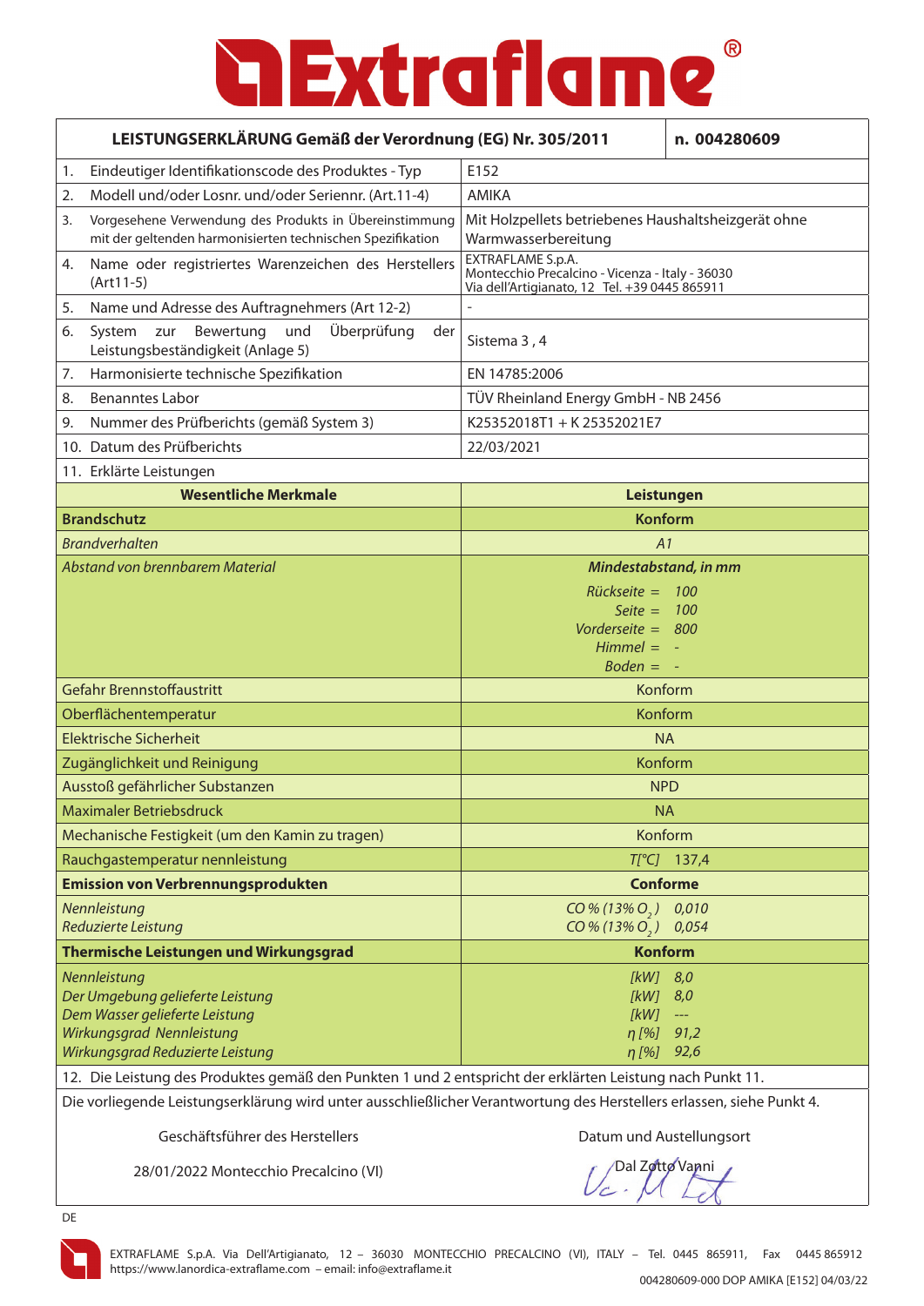# Extraflame®

| LEISTUNGSERKLÄRUNG Gemäß der Verordnung (EG) Nr. 305/2011 | n. 004280609 |
|---|---|
| 1. Eindeutiger Identifikationscode des Produktes - Typ | E152 |
| 2. Modell und/oder Losnr. und/oder Seriennr. (Art.11-4) | AMIKA |
| 3. Vorgesehene Verwendung des Produkts in Übereinstimmung mit der geltenden harmonisierten technischen Spezifikation | Mit Holzpellets betriebenes Haushaltsheizgerät ohne Warmwasserbereitung |
| 4. Name oder registriertes Warenzeichen des Herstellers (Art11-5) | EXTRAFLAME S.p.A.<br>Montecchio Precalcino - Vicenza - Italy - 36030<br>Via dell'Artigianato, 12 Tel. +39 0445 865911 |
| 5. Name und Adresse des Auftragnehmers (Art 12-2) | - |
| 6. System zur Bewertung und Überprüfung der Leistungsbeständigkeit (Anlage 5) | Sistema 3 , 4 |
| 7. Harmonisierte technische Spezifikation | EN 14785:2006 |
| 8. Benanntes Labor | TÜV Rheinland Energy GmbH - NB 2456 |
| 9. Nummer des Prüfberichts (gemäß System 3) | K25352018T1 + K 25352021E7 |
| 10. Datum des Prüfberichts | 22/03/2021 |
| 11. Erklärte Leistungen | |
| **Wesentliche Merkmale** | **Leistungen** |
| **Brandschutz** | **Konform** |
| *Brandverhalten* | *A1* |
| *Abstand von brennbarem Material* | ***Mindestabstand, in mm***<br>*Rückseite = 100*<br>*Seite = 100*<br>*Vorderseite = 800*<br>*Himmel = -*<br>*Boden = -* |
| Gefahr Brennstoffaustritt | Konform |
| Oberflächentemperatur | Konform |
| Elektrische Sicherheit | NA |
| Zugänglichkeit und Reinigung | Konform |
| Ausstoß gefährlicher Substanzen | NPD |
| Maximaler Betriebsdruck | NA |
| Mechanische Festigkeit (um den Kamin zu tragen) | Konform |
| Rauchgastemperatur nennleistung | *T[°C]* 137,4 |
| **Emission von Verbrennungsprodukten** | **Conforme** |
| *Nennleistung*<br>*Reduzierte Leistung* | *CO % (13% $O_2$) 0,010*<br>*CO % (13% $O_2$) 0,054* |
| **Thermische Leistungen und Wirkungsgrad** | **Konform** |
| *Nennleistung*<br>*Der Umgebung gelieferte Leistung*<br>*Dem Wasser gelieferte Leistung*<br>*Wirkungsgrad Nennleistung*<br>*Wirkungsgrad Reduzierte Leistung* | *[kW] 8,0*<br>*[kW] 8,0*<br>*[kW] ---*<br>*η [%] 91,2*<br>*η [%] 92,6* |

12. Die Leistung des Produktes gemäß den Punkten 1 und 2 entspricht der erklärten Leistung nach Punkt 11.

Die vorliegende Leistungserklärung wird unter ausschließlicher Verantwortung des Herstellers erlassen, siehe Punkt 4.

| Geschäftsführer des Herstellers | Datum und Austellungsort |
|---|---|
| 28/01/2022 Montecchio Precalcino (VI) | Dal Zotto Vanni |

DE

EXTRAFLAME S.p.A. Via Dell'Artigianato, 12 – 36030 MONTECCHIO PRECALCINO (VI), ITALY – Tel. 0445 865911, Fax 0445 865912
https://www.lanordica-extraflame.com – email: info@extraflame.it

004280609-000 DOP AMIKA [E152] 04/03/22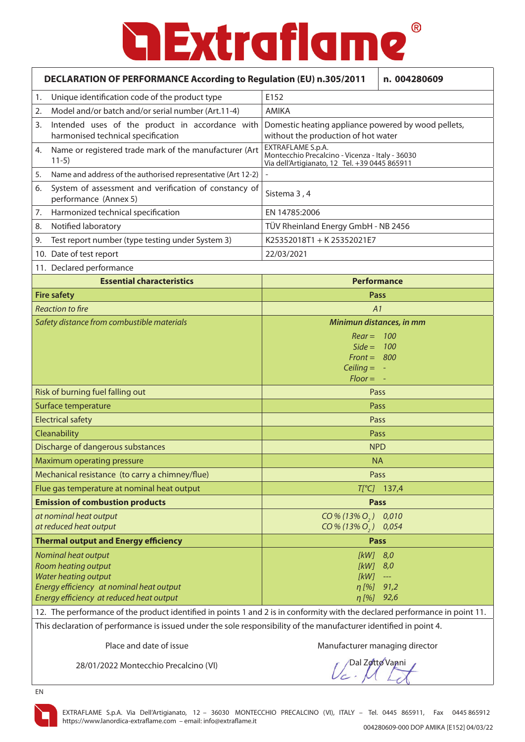# Extraflame®

| DECLARATION OF PERFORMANCE According to Regulation (EU) n.305/2011 | n. 004280609 |
|---|---|
| 1. Unique identification code of the product type | E152 |
| 2. Model and/or batch and/or serial number (Art.11-4) | AMIKA |
| 3. Intended uses of the product in accordance with harmonised technical specification | Domestic heating appliance powered by wood pellets, without the production of hot water |
| 4. Name or registered trade mark of the manufacturer (Art 11-5) | EXTRAFLAME S.p.A. Montecchio Precalcino - Vicenza - Italy - 36030 Via dell'Artigianato, 12 Tel. +39 0445 865911 |
| 5. Name and address of the authorised representative (Art 12-2) | - |
| 6. System of assessment and verification of constancy of performance (Annex 5) | Sistema 3 , 4 |
| 7. Harmonized technical specification | EN 14785:2006 |
| 8. Notified laboratory | TÜV Rheinland Energy GmbH - NB 2456 |
| 9. Test report number (type testing under System 3) | K25352018T1 + K 25352021E7 |
| 10. Date of test report | 22/03/2021 |

11. Declared performance

| Essential characteristics | Performance |
|---|---|
| **Fire safety** | **Pass** |
| *Reaction to fire* | *A1* |
| *Safety distance from combustible materials* | ***Minimun distances, in mm***<br>*Rear =* *100*<br>*Side =* *100*<br>*Front =* *800*<br>*Ceiling =* *-*<br>*Floor =* *-* |
| Risk of burning fuel falling out | Pass |
| Surface temperature | Pass |
| Electrical safety | Pass |
| Cleanability | Pass |
| Discharge of dangerous substances | NPD |
| Maximum operating pressure | NA |
| Mechanical resistance (to carry a chimney/flue) | Pass |
| Flue gas temperature at nominal heat output | *T[°C]* 137,4 |
| **Emission of combustion products** | **Pass** |
| *at nominal heat output*<br>*at reduced heat output* | *CO % (13% $O_2$)* *0,010*<br>*CO % (13% $O_2$)* *0,054* |
| **Thermal output and Energy efficiency** | **Pass** |
| *Nominal heat output*<br>*Room heating output*<br>*Water heating output*<br>*Energy efficiency at nominal heat output*<br>*Energy efficiency at reduced heat output* | *[kW]* *8,0*<br>*[kW]* *8,0*<br>*[kW]* *---*<br>*η [%]* *91,2*<br>*η [%]* *92,6* |

12. The performance of the product identified in points 1 and 2 is in conformity with the declared performance in point 11.

This declaration of performance is issued under the sole responsibility of the manufacturer identified in point 4.

| Place and date of issue | Manufacturer managing director |
|---|---|
| 28/01/2022 Montecchio Precalcino (VI) | Dal Zotto Vanni |

EN

EXTRAFLAME S.p.A. Via Dell'Artigianato, 12 – 36030 MONTECCHIO PRECALCINO (VI), ITALY – Tel. 0445 865911, Fax 0445 865912
https://www.lanordica-extraflame.com – email: info@extraflame.it

004280609-000 DOP AMIKA [E152] 04/03/22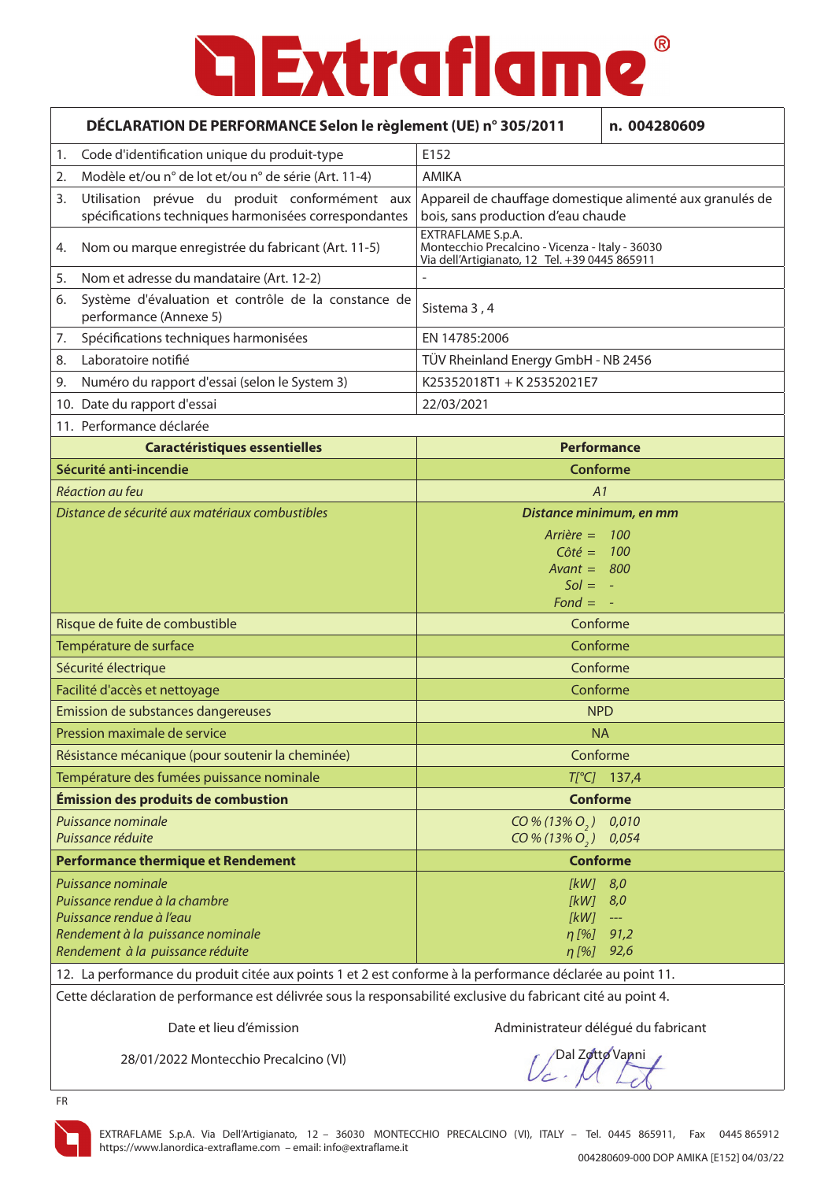# Extraflame®

| DÉCLARATION DE PERFORMANCE Selon le règlement (UE) n° 305/2011 | n. 004280609 |
|---|---|
| 1. Code d'identification unique du produit-type | E152 |
| 2. Modèle et/ou n° de lot et/ou n° de série (Art. 11-4) | AMIKA |
| 3. Utilisation prévue du produit conformément aux spécifications techniques harmonisées correspondantes | Appareil de chauffage domestique alimenté aux granulés de bois, sans production d'eau chaude |
| 4. Nom ou marque enregistrée du fabricant (Art. 11-5) | EXTRAFLAME S.p.A.<br>Montecchio Precalcino - Vicenza - Italy - 36030<br>Via dell'Artigianato, 12 Tel. +39 0445 865911 |
| 5. Nom et adresse du mandataire (Art. 12-2) | - |
| 6. Système d'évaluation et contrôle de la constance de performance (Annexe 5) | Sistema 3 , 4 |
| 7. Spécifications techniques harmonisées | EN 14785:2006 |
| 8. Laboratoire notifié | TÜV Rheinland Energy GmbH - NB 2456 |
| 9. Numéro du rapport d'essai (selon le System 3) | K25352018T1 + K 25352021E7 |
| 10. Date du rapport d'essai | 22/03/2021 |
| 11. Performance déclarée | |
| **Caractéristiques essentielles** | **Performance** |
| **Sécurité anti-incendie** | **Conforme** |
| *Réaction au feu* | *A1* |
| *Distance de sécurité aux matériaux combustibles* | ***Distance minimum, en mm***<br>*Arrière = 100*<br>*Côté = 100*<br>*Avant = 800*<br>*Sol = -*<br>*Fond = -* |
| Risque de fuite de combustible | Conforme |
| Température de surface | Conforme |
| Sécurité électrique | Conforme |
| Facilité d'accès et nettoyage | Conforme |
| Emission de substances dangereuses | NPD |
| Pression maximale de service | NA |
| Résistance mécanique (pour soutenir la cheminée) | Conforme |
| Température des fumées puissance nominale | *T[°C]* 137,4 |
| **Émission des produits de combustion** | **Conforme** |
| *Puissance nominale*<br>*Puissance réduite* | *CO % (13% $O_2$) 0,010*<br>*CO % (13% $O_2$) 0,054* |
| **Performance thermique et Rendement** | **Conforme** |
| *Puissance nominale*<br>*Puissance rendue à la chambre*<br>*Puissance rendue à l'eau*<br>*Rendement à la puissance nominale*<br>*Rendement à la puissance réduite* | *[kW] 8,0*<br>*[kW] 8,0*<br>*[kW] ---*<br>*η [%] 91,2*<br>*η [%] 92,6* |

12. La performance du produit citée aux points 1 et 2 est conforme à la performance déclarée au point 11.

Cette déclaration de performance est délivrée sous la responsabilité exclusive du fabricant cité au point 4.

| Date et lieu d'émission | Administrateur délégué du fabricant |
|---|---|
| 28/01/2022 Montecchio Precalcino (VI) | Dal Zotto Vanni |

FR

EXTRAFLAME S.p.A. Via Dell'Artigianato, 12 – 36030 MONTECCHIO PRECALCINO (VI), ITALY – Tel. 0445 865911, Fax 0445 865912
https://www.lanordica-extraflame.com – email: info@extraflame.it

004280609-000 DOP AMIKA [E152] 04/03/22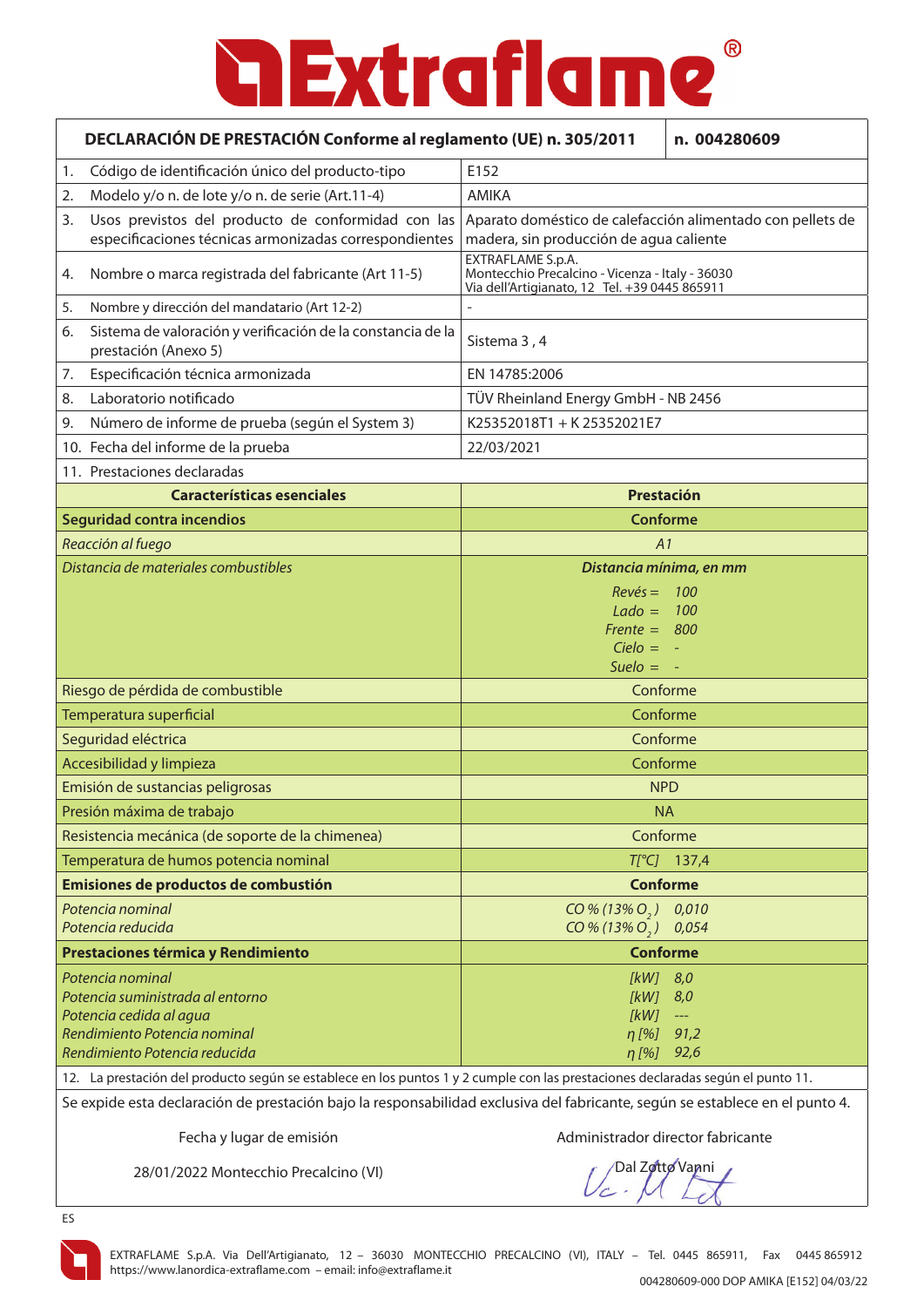# Extraflame®

| DECLARACIÓN DE PRESTACIÓN Conforme al reglamento (UE) n. 305/2011 | n. 004280609 |
|---|---|
| 1. Código de identificación único del producto-tipo | E152 |
| 2. Modelo y/o n. de lote y/o n. de serie (Art.11-4) | AMIKA |
| 3. Usos previstos del producto de conformidad con las especificaciones técnicas armonizadas correspondientes | Aparato doméstico de calefacción alimentado con pellets de madera, sin producción de agua caliente |
| 4. Nombre o marca registrada del fabricante (Art 11-5) | EXTRAFLAME S.p.A. Montecchio Precalcino - Vicenza - Italy - 36030 Via dell'Artigianato, 12 Tel. +39 0445 865911 |
| 5. Nombre y dirección del mandatario (Art 12-2) | - |
| 6. Sistema de valoración y verificación de la constancia de la prestación (Anexo 5) | Sistema 3 , 4 |
| 7. Especificación técnica armonizada | EN 14785:2006 |
| 8. Laboratorio notificado | TÜV Rheinland Energy GmbH - NB 2456 |
| 9. Número de informe de prueba (según el System 3) | K25352018T1 + K 25352021E7 |
| 10. Fecha del informe de la prueba | 22/03/2021 |
| 11. Prestaciones declaradas | |
| **Características esenciales** | **Prestación** |
| **Seguridad contra incendios** | **Conforme** |
| *Reacción al fuego* | *A1* |
| *Distancia de materiales combustibles* | ***Distancia mínima, en mm*** <br> *Revés = 100* <br> *Lado = 100* <br> *Frente = 800* <br> *Cielo = -* <br> *Suelo = -* |
| Riesgo de pérdida de combustible | Conforme |
| Temperatura superficial | Conforme |
| Seguridad eléctrica | Conforme |
| Accesibilidad y limpieza | Conforme |
| Emisión de sustancias peligrosas | NPD |
| Presión máxima de trabajo | NA |
| Resistencia mecánica (de soporte de la chimenea) | Conforme |
| Temperatura de humos potencia nominal | *T[°C]* 137,4 |
| **Emisiones de productos de combustión** | **Conforme** |
| *Potencia nominal* <br> *Potencia reducida* | *CO % (13% $O_2$) 0,010* <br> *CO % (13% $O_2$) 0,054* |
| **Prestaciones térmica y Rendimiento** | **Conforme** |
| *Potencia nominal* <br> *Potencia suministrada al entorno* <br> *Potencia cedida al agua* <br> *Rendimiento Potencia nominal* <br> *Rendimiento Potencia reducida* | *[kW] 8,0* <br> *[kW] 8,0* <br> *[kW] ---* <br> *η [%] 91,2* <br> *η [%] 92,6* |

12. La prestación del producto según se establece en los puntos 1 y 2 cumple con las prestaciones declaradas según el punto 11.

Se expide esta declaración de prestación bajo la responsabilidad exclusiva del fabricante, según se establece en el punto 4.

| Fecha y lugar de emisión | Administrador director fabricante |
|---|---|
| 28/01/2022 Montecchio Precalcino (VI) | Dal Zotto Vanni |

ES

EXTRAFLAME S.p.A. Via Dell'Artigianato, 12 – 36030 MONTECCHIO PRECALCINO (VI), ITALY – Tel. 0445 865911, Fax 0445 865912
https://www.lanordica-extraflame.com – email: info@extraflame.it

004280609-000 DOP AMIKA [E152] 04/03/22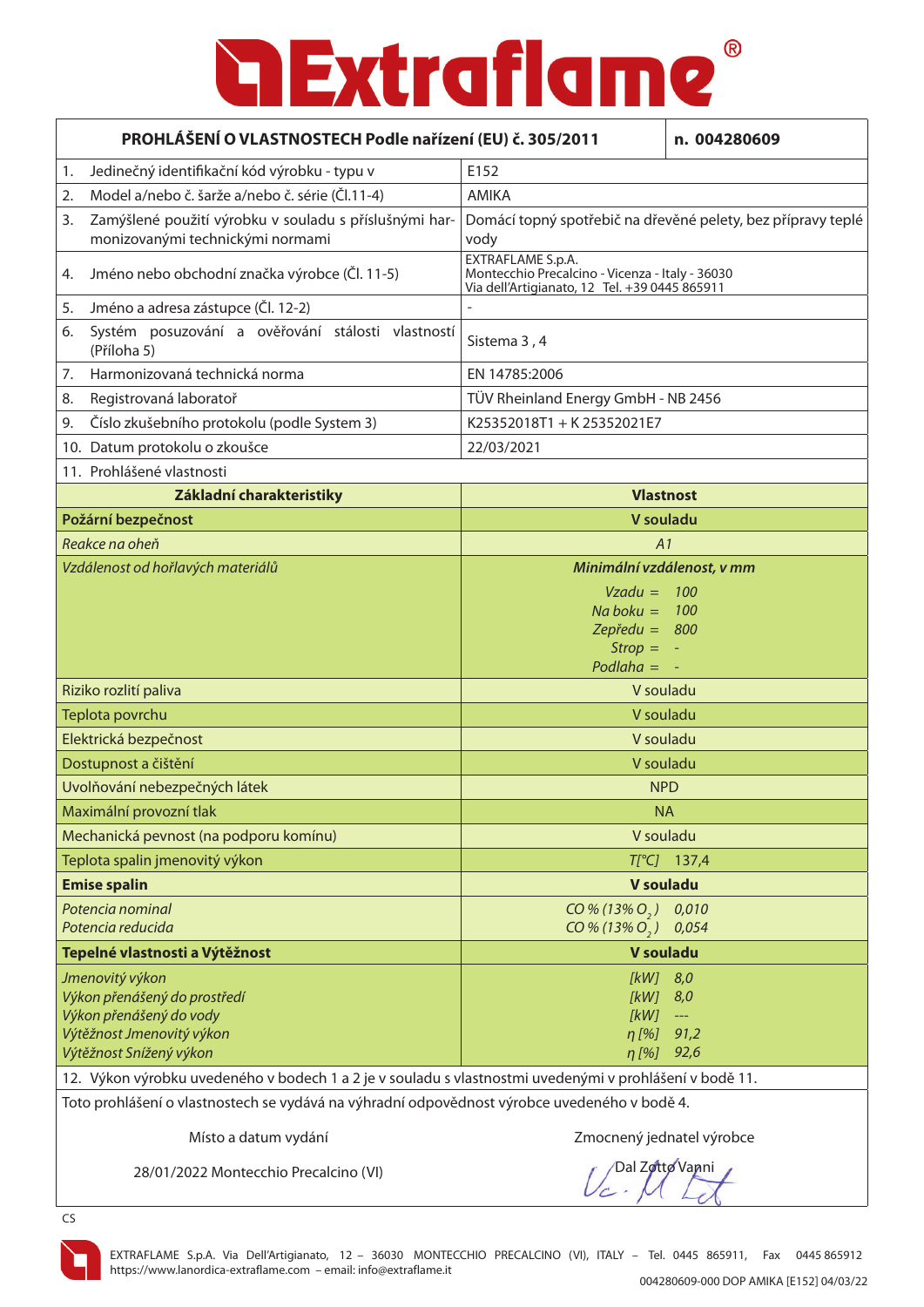# Extraflame®

| PROHLÁŠENÍ O VLASTNOSTECH Podle nařízení (EU) č. 305/2011 | n. 004280609 |
|---|---|
| 1. Jedinečný identifikační kód výrobku - typu v | E152 |
| 2. Model a/nebo č. šarže a/nebo č. série (Čl.11-4) | AMIKA |
| 3. Zamýšlené použití výrobku v souladu s příslušnými harmonizovanými technickými normami | Domácí topný spotřebič na dřevěné pelety, bez přípravy teplé vody |
| 4. Jméno nebo obchodní značka výrobce (Čl. 11-5) | EXTRAFLAME S.p.A. Montecchio Precalcino - Vicenza - Italy - 36030 Via dell'Artigianato, 12 Tel. +39 0445 865911 |
| 5. Jméno a adresa zástupce (Čl. 12-2) | - |
| 6. Systém posuzování a ověřování stálosti vlastností (Příloha 5) | Sistema 3 , 4 |
| 7. Harmonizovaná technická norma | EN 14785:2006 |
| 8. Registrovaná laboratoř | TÜV Rheinland Energy GmbH - NB 2456 |
| 9. Číslo zkušebního protokolu (podle System 3) | K25352018T1 + K 25352021E7 |
| 10. Datum protokolu o zkoušce | 22/03/2021 |
| 11. Prohlášené vlastnosti | |

| Základní charakteristiky | Vlastnost |
|---|---|
| **Požární bezpečnost** | **V souladu** |
| *Reakce na oheň* | *A1* |
| *Vzdálenost od hořlavých materiálů* | ***Minimální vzdálenost, v mm***<br>*Vzadu = 100*<br>*Na boku = 100*<br>*Zepředu = 800*<br>*Strop = -*<br>*Podlaha = -* |
| Riziko rozlití paliva | V souladu |
| Teplota povrchu | V souladu |
| Elektrická bezpečnost | V souladu |
| Dostupnost a čištění | V souladu |
| Uvolňování nebezpečných látek | NPD |
| Maximální provozní tlak | NA |
| Mechanická pevnost (na podporu komínu) | V souladu |
| Teplota spalin jmenovitý výkon | *T[°C]* 137,4 |
| **Emise spalin** | **V souladu** |
| *Potencia nominal*<br>*Potencia reducida* | *CO % (13% $O_2$)* 0,010<br>*CO % (13% $O_2$)* 0,054 |
| **Tepelné vlastnosti a Výtěžnost** | **V souladu** |
| *Jmenovitý výkon*<br>*Výkon přenášený do prostředí*<br>*Výkon přenášený do vody*<br>*Výtěžnost Jmenovitý výkon*<br>*Výtěžnost Snížený výkon* | *[kW]* 8,0<br>*[kW]* 8,0<br>*[kW]* ---<br>*η [%]* 91,2<br>*η [%]* 92,6 |

12. Výkon výrobku uvedeného v bodech 1 a 2 je v souladu s vlastnostmi uvedenými v prohlášení v bodě 11.

Toto prohlášení o vlastnostech se vydává na výhradní odpovědnost výrobce uvedeného v bodě 4.

Místo a datum vydání

28/01/2022 Montecchio Precalcino (VI)

Zmocněný jednatel výrobce

Dal Zotto Vanni

CS

EXTRAFLAME S.p.A. Via Dell'Artigianato, 12 – 36030 MONTECCHIO PRECALCINO (VI), ITALY – Tel. 0445 865911, Fax 0445 865912
https://www.lanordica-extraflame.com – email: info@extraflame.it

004280609-000 DOP AMIKA [E152] 04/03/22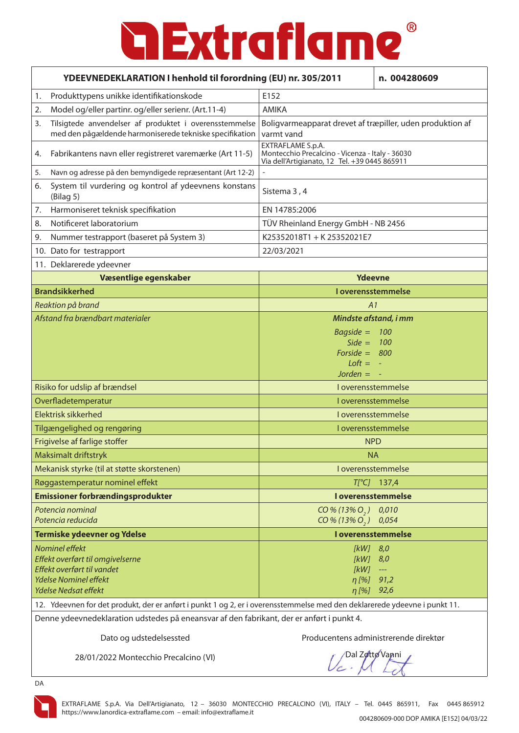# Extraflame®

| YDEEVNEDEKLARATION I henhold til forordning (EU) nr. 305/2011 | | n. 004280609 |
|---|---|---|
| 1. Produkttypens unikke identifikationskode | E152 | |
| 2. Model og/eller partinr. og/eller serienr. (Art.11-4) | AMIKA | |
| 3. Tilsigtede anvendelser af produktet i overensstemmelse med den pågældende harmoniserede tekniske specifikation | Boligvarmeapparat drevet af træpiller, uden produktion af varmt vand | |
| 4. Fabrikantens navn eller registreret varemærke (Art 11-5) | EXTRAFLAME S.p.A. Montecchio Precalcino - Vicenza - Italy - 36030 Via dell'Artigianato, 12 Tel. +39 0445 865911 | |
| 5. Navn og adresse på den bemyndigede repræsentant (Art 12-2) | - | |
| 6. System til vurdering og kontrol af ydeevnens konstans (Bilag 5) | Sistema 3 , 4 | |
| 7. Harmoniseret teknisk specifikation | EN 14785:2006 | |
| 8. Notificeret laboratorium | TÜV Rheinland Energy GmbH - NB 2456 | |
| 9. Nummer testrapport (baseret på System 3) | K25352018T1 + K 25352021E7 | |
| 10. Dato for testrapport | 22/03/2021 | |
| 11. Deklarerede ydeevner | | |

| Væsentlige egenskaber | Ydeevne |
|---|---|
| **Brandsikkerhed** | **I overensstemmelse** |
| *Reaktion på brand* | *A1* |
| *Afstand fra brændbart materialer* | ***Mindste afstand, i mm*** <br> *Bagside = 100* <br> *Side = 100* <br> *Forside = 800* <br> *Loft = -* <br> *Jorden = -* |
| Risiko for udslip af brændsel | I overensstemmelse |
| Overfladetemperatur | I overensstemmelse |
| Elektrisk sikkerhed | I overensstemmelse |
| Tilgængelighed og rengøring | I overensstemmelse |
| Frigivelse af farlige stoffer | NPD |
| Maksimalt driftstryk | NA |
| Mekanisk styrke (til at støtte skorstenen) | I overensstemmelse |
| Røggastemperatur nominel effekt | T[°C] 137,4 |
| **Emissioner forbrændingsprodukter** | **I overensstemmelse** |
| *Potencia nominal* <br> *Potencia reducida* | *CO % (13% $O_2$) 0,010* <br> *CO % (13% $O_2$) 0,054* |
| **Termiske ydeevner og Ydelse** | **I overensstemmelse** |
| *Nominel effekt* <br> *Effekt overført til omgivelserne* <br> *Effekt overført til vandet* <br> *Ydelse Nominel effekt* <br> *Ydelse Nedsat effekt* | *[kW] 8,0* <br> *[kW] 8,0* <br> *[kW] ---* <br> *η [%] 91,2* <br> *η [%] 92,6* |

12. Ydeevnen for det produkt, der er anført i punkt 1 og 2, er i overensstemmelse med den deklarerede ydeevne i punkt 11.

Denne ydeevnedeklaration udstedes på eneansvar af den fabrikant, der er anført i punkt 4.

| Dato og udstedelsessted | Producentens administrerende direktør |
|---|---|
| 28/01/2022 Montecchio Precalcino (VI) | Dal Zotto Vanni |

DA

EXTRAFLAME S.p.A. Via Dell'Artigianato, 12 – 36030 MONTECCHIO PRECALCINO (VI), ITALY – Tel. 0445 865911, Fax 0445 865912
https://www.lanordica-extraflame.com – email: info@extraflame.it

004280609-000 DOP AMIKA [E152] 04/03/22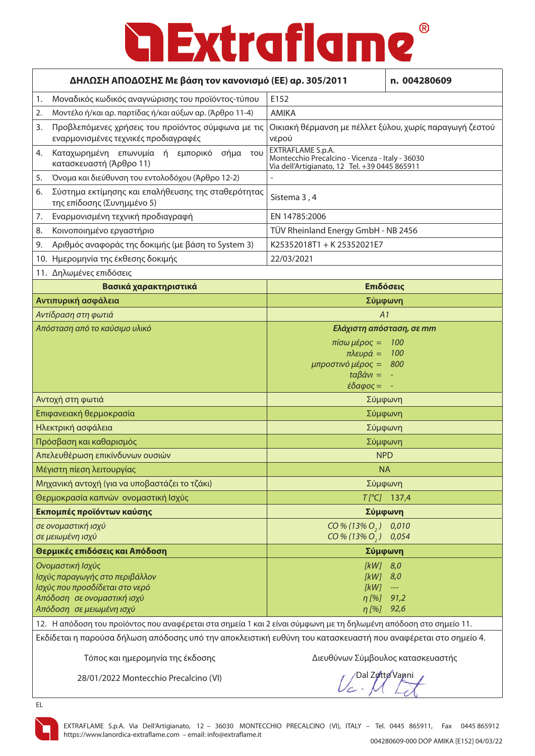# Extraflame®

| ΔΗΛΩΣΗ ΑΠΟΔΟΣΗΣ Με βάση τον κανονισμό (ΕΕ) αρ. 305/2011 | n. 004280609 |
|---|---|
| 1. Μοναδικός κωδικός αναγνώρισης του προϊόντος-τύπου | E152 |
| 2. Μοντέλο ή/και αρ. παρτίδας ή/και αύξων αρ. (Άρθρο 11-4) | AMIKA |
| 3. Προβλεπόμενες χρήσεις του προϊόντος σύμφωνα με τις εναρμονισμένες τεχνικές προδιαγραφές | Οικιακή θέρμανση με πέλλετ ξύλου, χωρίς παραγωγή ζεστού νερού |
| 4. Καταχωρημένη επωνυμία ή εμπορικό σήμα του κατασκευαστή (Άρθρο 11) | EXTRAFLAME S.p.A. Montecchio Precalcino - Vicenza - Italy - 36030 Via dell'Artigianato, 12 Tel. +39 0445 865911 |
| 5. Όνομα και διεύθυνση του εντολοδόχου (Άρθρο 12-2) | - |
| 6. Σύστημα εκτίμησης και επαλήθευσης της σταθερότητας της επίδοσης (Συνημμένο 5) | Sistema 3 , 4 |
| 7. Εναρμονισμένη τεχνική προδιαγραφή | EN 14785:2006 |
| 8. Κοινοποιημένο εργαστήριο | TÜV Rheinland Energy GmbH - NB 2456 |
| 9. Αριθμός αναφοράς της δοκιμής (με βάση το System 3) | K25352018T1 + K 25352021E7 |
| 10. Ημερομηνία της έκθεσης δοκιμής | 22/03/2021 |
| 11. Δηλωμένες επιδόσεις | |
| **Βασικά χαρακτηριστικά** | **Επιδόσεις** |
| **Αντιπυρική ασφάλεια** | **Σύμφωνη** |
| *Αντίδραση στη φωτιά* | *A1* |
| *Απόσταση από το καύσιμο υλικό* | ***Ελάχιστη απόσταση, σε mm***<br>*πίσω μέρος =* 100<br>*πλευρά =* 100<br>*μπροστινό μέρος =* 800<br>*ταβάνι =* -<br>*έδαφος =* - |
| Αντοχή στη φωτιά | Σύμφωνη |
| Επιφανειακή θερμοκρασία | Σύμφωνη |
| Ηλεκτρική ασφάλεια | Σύμφωνη |
| Πρόσβαση και καθαρισμός | Σύμφωνη |
| Απελευθέρωση επικίνδυνων ουσιών | NPD |
| Μέγιστη πίεση λειτουργίας | NA |
| Μηχανική αντοχή (για να υποβαστάζει το τζάκι) | Σύμφωνη |
| Θερμοκρασία καπνών ονομαστική Ισχύς | *T [°C]* 137,4 |
| **Εκπομπές προϊόντων καύσης** | **Σύμφωνη** |
| *σε ονομαστική ισχύ*<br>*σε μειωμένη ισχύ* | *CO % (13% $O_2$)* 0,010<br>*CO % (13% $O_2$)* 0,054 |
| **Θερμικές επιδόσεις και Απόδοση** | **Σύμφωνη** |
| *Ονομαστική Ισχύς*<br>*Ισχύς παραγωγής στο περιβάλλον*<br>*Ισχύς που προσδίδεται στο νερό*<br>*Απόδοση σε ονομαστική ισχύ*<br>*Απόδοση σε μειωμένη ισχύ* | *[kW]* 8,0<br>*[kW]* 8,0<br>*[kW]* ---<br>*η [%]* 91,2<br>*η [%]* 92,6 |

12. Η απόδοση του προϊόντος που αναφέρεται στα σημεία 1 και 2 είναι σύμφωνη με τη δηλωμένη απόδοση στο σημείο 11.

Εκδίδεται η παρούσα δήλωση απόδοσης υπό την αποκλειστική ευθύνη του κατασκευαστή που αναφέρεται στο σημείο 4.

Τόπος και ημερομηνία της έκδοσης

28/01/2022 Montecchio Precalcino (VI)

Διευθύνων Σύμβουλος κατασκευαστής

Dal Zotto Vanni

EL

EXTRAFLAME S.p.A. Via Dell'Artigianato, 12 – 36030 MONTECCHIO PRECALCINO (VI), ITALY – Tel. 0445 865911, Fax 0445 865912
https://www.lanordica-extraflame.com – email: info@extraflame.it

004280609-000 DOP AMIKA [E152] 04/03/22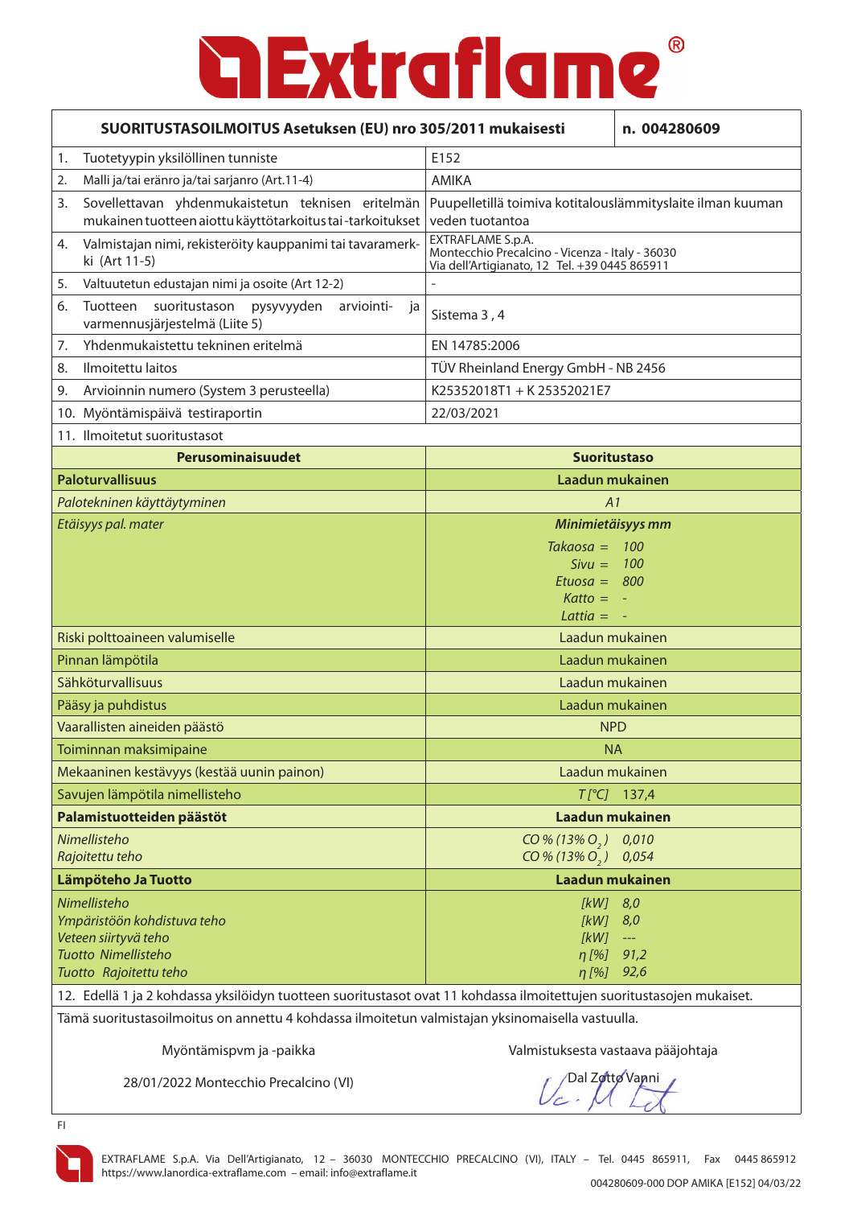# Extraflame®

| SUORITUSTASOILMOITUS Asetuksen (EU) nro 305/2011 mukaisesti | n. 004280609 |
|---|---|
| 1. Tuotetyypin yksilöllinen tunniste | E152 |
| 2. Malli ja/tai eränro ja/tai sarjanro (Art.11-4) | AMIKA |
| 3. Sovellettavan yhdenmukaistetun teknisen eritelmän mukainen tuotteen aiottu käyttötarkoitus tai -tarkoitukset | Puupelletillä toimiva kotitalouslämmityslaite ilman kuuman veden tuotantoa |
| 4. Valmistajan nimi, rekisteröity kauppanimi tai tavaramerkki (Art 11-5) | EXTRAFLAME S.p.A.<br>Montecchio Precalcino - Vicenza - Italy - 36030<br>Via dell'Artigianato, 12 Tel. +39 0445 865911 |
| 5. Valtuutetun edustajan nimi ja osoite (Art 12-2) | - |
| 6. Tuotteen suoritustason pysyvyyden arviointi- ja varmennusjärjestelmä (Liite 5) | Sistema 3 , 4 |
| 7. Yhdenmukaistettu tekninen eritelmä | EN 14785:2006 |
| 8. Ilmoitettu laitos | TÜV Rheinland Energy GmbH - NB 2456 |
| 9. Arvioinnin numero (System 3 perusteella) | K25352018T1 + K 25352021E7 |
| 10. Myöntämispäivä testiraportin | 22/03/2021 |
| 11. Ilmoitetut suoritustasot | |
| **Perusominaisuudet** | **Suoritustaso** |
| **Paloturvallisuus** | **Laadun mukainen** |
| *Palotekninen käyttäytyminen* | *A1* |
| *Etäisyys pal. mater* | ***Minimietäisyys mm***<br>*Takaosa = 100*<br>*Sivu = 100*<br>*Etuosa = 800*<br>*Katto = -*<br>*Lattia = -* |
| Riski polttoaineen valumiselle | Laadun mukainen |
| Pinnan lämpötila | Laadun mukainen |
| Sähköturvallisuus | Laadun mukainen |
| Pääsy ja puhdistus | Laadun mukainen |
| Vaarallisten aineiden päästö | NPD |
| Toiminnan maksimipaine | NA |
| Mekaaninen kestävyys (kestää uunin painon) | Laadun mukainen |
| Savujen lämpötila nimellisteho | *T [°C]* 137,4 |
| **Palamistuotteiden päästöt** | **Laadun mukainen** |
| *Nimellisteho*<br>*Rajoitettu teho* | *CO % (13% $O_2$)* 0,010<br>*CO % (13% $O_2$)* 0,054 |
| **Lämpöteho Ja Tuotto** | **Laadun mukainen** |
| *Nimellisteho*<br>*Ympäristöön kohdistuva teho*<br>*Veteen siirtyvä teho*<br>*Tuotto Nimellisteho*<br>*Tuotto Rajoitettu teho* | *[kW]* 8,0<br>*[kW]* 8,0<br>*[kW]* ---<br>*η [%]* 91,2<br>*η [%]* 92,6 |

12. Edellä 1 ja 2 kohdassa yksilöidyn tuotteen suoritustasot ovat 11 kohdassa ilmoitettujen suoritustasojen mukaiset.

Tämä suoritustasoilmoitus on annettu 4 kohdassa ilmoitetun valmistajan yksinomaisella vastuulla.

| Myöntämispvm ja -paikka | Valmistuksesta vastaava pääjohtaja |
|---|---|
| 28/01/2022 Montecchio Precalcino (VI) | Dal Zotto Vanni |

FI

EXTRAFLAME S.p.A. Via Dell'Artigianato, 12 – 36030 MONTECCHIO PRECALCINO (VI), ITALY – Tel. 0445 865911, Fax 0445 865912
https://www.lanordica-extraflame.com – email: info@extraflame.it

004280609-000 DOP AMIKA [E152] 04/03/22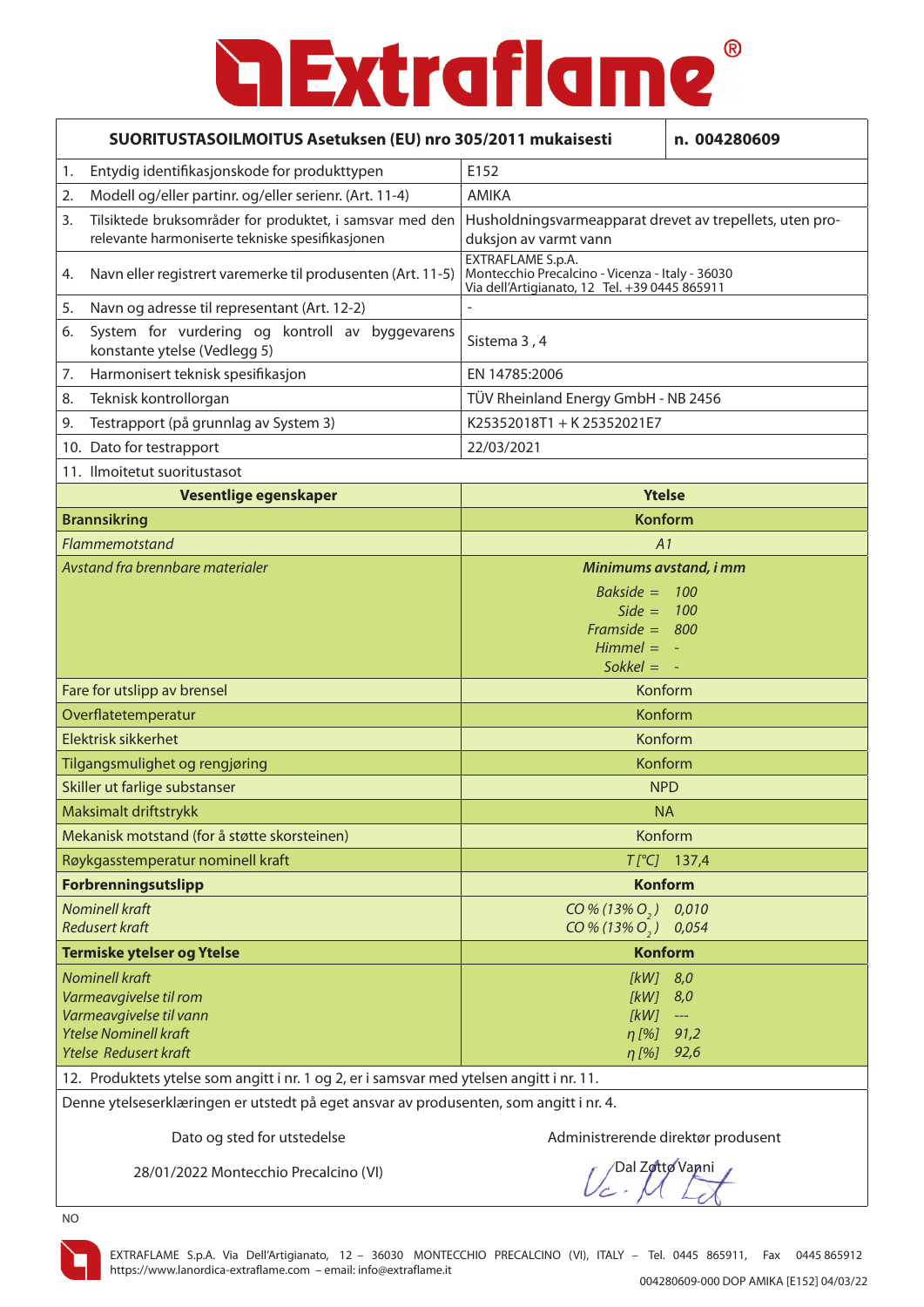# Extraflame®

| SUORITUSTASOILMOITUS Asetuksen (EU) nro 305/2011 mukaisesti | | n. 004280609 |
|---|---|---|
| 1. Entydig identifikasjonskode for produkttypen | E152 | |
| 2. Modell og/eller partinr. og/eller serienr. (Art. 11-4) | AMIKA | |
| 3. Tilsiktede bruksområder for produktet, i samsvar med den relevante harmoniserte tekniske spesifikasjonen | Husholdningsvarmeapparat drevet av trepellets, uten produksjon av varmt vann | |
| 4. Navn eller registrert varemerke til produsenten (Art. 11-5) | EXTRAFLAME S.p.A. Montecchio Precalcino - Vicenza - Italy - 36030 Via dell'Artigianato, 12 Tel. +39 0445 865911 | |
| 5. Navn og adresse til representant (Art. 12-2) | - | |
| 6. System for vurdering og kontroll av byggevarens konstante ytelse (Vedlegg 5) | Sistema 3 , 4 | |
| 7. Harmonisert teknisk spesifikasjon | EN 14785:2006 | |
| 8. Teknisk kontrollorgan | TÜV Rheinland Energy GmbH - NB 2456 | |
| 9. Testrapport (på grunnlag av System 3) | K25352018T1 + K 25352021E7 | |
| 10. Dato for testrapport | 22/03/2021 | |
| 11. Ilmoitetut suoritustasot | | |

| Vesentlige egenskaper | Ytelse |
|---|---|
| **Brannsikring** | **Konform** |
| *Flammemotstand* | *A1* |
| *Avstand fra brennbare materialer* | ***Minimums avstand, i mm*** <br> *Bakside = 100* <br> *Side = 100* <br> *Framside = 800* <br> *Himmel = -* <br> *Sokkel = -* |
| Fare for utslipp av brensel | Konform |
| Overflatetemperatur | Konform |
| Elektrisk sikkerhet | Konform |
| Tilgangsmulighet og rengjøring | Konform |
| Skiller ut farlige substanser | NPD |
| Maksimalt driftstrykk | NA |
| Mekanisk motstand (for å støtte skorsteinen) | Konform |
| Røykgasstemperatur nominell kraft | *T [°C]* 137,4 |
| **Forbrenningsutslipp** | **Konform** |
| *Nominell kraft* <br> *Redusert kraft* | *CO % (13% $O_2$)* 0,010 <br> *CO % (13% $O_2$)* 0,054 |
| **Termiske ytelser og Ytelse** | **Konform** |
| *Nominell kraft* <br> *Varmeavgivelse til rom* <br> *Varmeavgivelse til vann* <br> *Ytelse Nominell kraft* <br> *Ytelse Redusert kraft* | *[kW]* 8,0 <br> *[kW]* 8,0 <br> *[kW]* --- <br> *η [%]* 91,2 <br> *η [%]* 92,6 |

12. Produktets ytelse som angitt i nr. 1 og 2, er i samsvar med ytelsen angitt i nr. 11.

Denne ytelseserklæringen er utstedt på eget ansvar av produsenten, som angitt i nr. 4.

| Dato og sted for utstedelse | Administrerende direktør produsent |
|---|---|
| 28/01/2022 Montecchio Precalcino (VI) | Dal Zotto Vanni |

NO

EXTRAFLAME S.p.A. Via Dell'Artigianato, 12 – 36030 MONTECCHIO PRECALCINO (VI), ITALY – Tel. 0445 865911, Fax 0445 865912
https://www.lanordica-extraflame.com – email: info@extraflame.it

004280609-000 DOP AMIKA [E152] 04/03/22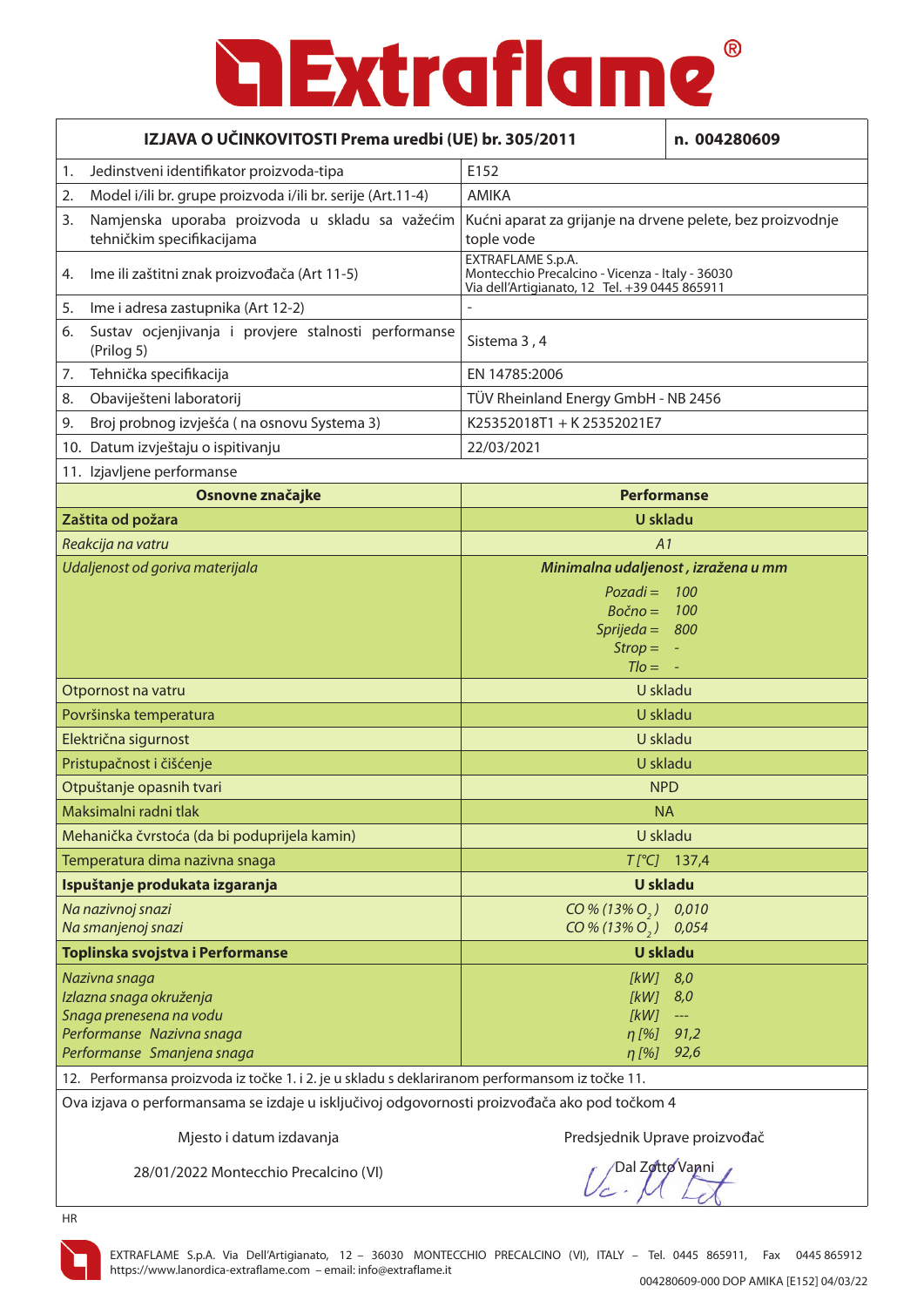# Extraflame®

| IZJAVA O UČINKOVITOSTI Prema uredbi (UE) br. 305/2011 | n. 004280609 |
|---|---|
| 1. Jedinstveni identifikator proizvoda-tipa | E152 |
| 2. Model i/ili br. grupe proizvoda i/ili br. serije (Art.11-4) | AMIKA |
| 3. Namjenska uporaba proizvoda u skladu sa važećim tehničkim specifikacijama | Kućni aparat za grijanje na drvene pelete, bez proizvodnje tople vode |
| 4. Ime ili zaštitni znak proizvođača (Art 11-5) | EXTRAFLAME S.p.A. Montecchio Precalcino - Vicenza - Italy - 36030 Via dell'Artigianato, 12 Tel. +39 0445 865911 |
| 5. Ime i adresa zastupnika (Art 12-2) | - |
| 6. Sustav ocjenjivanja i provjere stalnosti performanse (Prilog 5) | Sistema 3 , 4 |
| 7. Tehnička specifikacija | EN 14785:2006 |
| 8. Obaviješteni laboratorij | TÜV Rheinland Energy GmbH - NB 2456 |
| 9. Broj probnog izvješća ( na osnovu Systema 3) | K25352018T1 + K 25352021E7 |
| 10. Datum izvještaju o ispitivanju | 22/03/2021 |
| 11. Izjavljene performanse | |
| **Osnovne značajke** | **Performanse** |
| **Zaštita od požara** | **U skladu** |
| *Reakcija na vatru* | *A1* |
| *Udaljenost od goriva materijala* | ***Minimalna udaljenost , izražena u mm*** *Pozadi = 100* *Bočno = 100* *Sprijeda = 800* *Strop = -* *Tlo = -* |
| Otpornost na vatru | U skladu |
| Površinska temperatura | U skladu |
| Električna sigurnost | U skladu |
| Pristupačnost i čišćenje | U skladu |
| Otpuštanje opasnih tvari | NPD |
| Maksimalni radni tlak | NA |
| Mehanička čvrstoća (da bi poduprijela kamin) | U skladu |
| Temperatura dima nazivna snaga | *T [°C]* 137,4 |
| **Ispuštanje produkata izgaranja** | **U skladu** |
| *Na nazivnoj snazi* | *CO % (13% $O_2$) 0,010* |
| *Na smanjenoj snazi* | *CO % (13% $O_2$) 0,054* |
| **Toplinska svojstva i Performanse** | **U skladu** |
| *Nazivna snaga* | *[kW] 8,0* |
| *Izlazna snaga okruženja* | *[kW] 8,0* |
| *Snaga prenesena na vodu* | *[kW] ---* |
| *Performanse Nazivna snaga* | *η [%] 91,2* |
| *Performanse Smanjena snaga* | *η [%] 92,6* |

12. Performansa proizvoda iz točke 1. i 2. je u skladu s deklariranom performansom iz točke 11.

Ova izjava o performansama se izdaje u isključivoj odgovornosti proizvođača ako pod točkom 4

| Mjesto i datum izdavanja | Predsjednik Uprave proizvođač |
|---|---|
| 28/01/2022 Montecchio Precalcino (VI) | Dal Zotto Vanni |

HR

EXTRAFLAME S.p.A. Via Dell'Artigianato, 12 – 36030 MONTECCHIO PRECALCINO (VI), ITALY – Tel. 0445 865911, Fax 0445 865912
https://www.lanordica-extraflame.com – email: info@extraflame.it

004280609-000 DOP AMIKA [E152] 04/03/22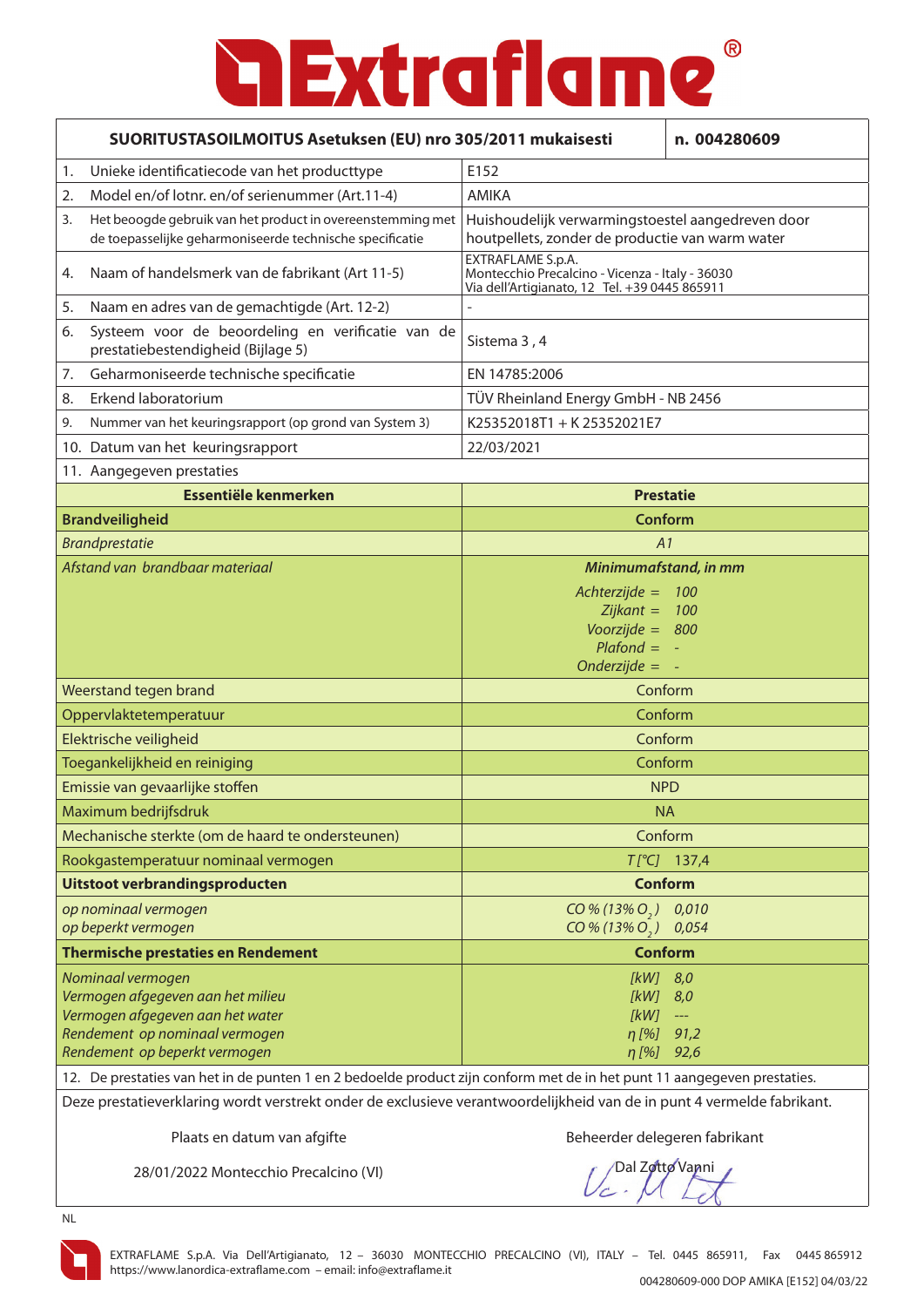# Extraflame®

| SUORITUSTASOILMOITUS Asetuksen (EU) nro 305/2011 mukaisesti | n. 004280609 |
|---|---|
| 1. Unieke identificatiecode van het producttype | E152 |
| 2. Model en/of lotnr. en/of serienummer (Art.11-4) | AMIKA |
| 3. Het beoogde gebruik van het product in overeenstemming met de toepasselijke geharmoniseerde technische specificatie | Huishoudelijk verwarmingstoestel aangedreven door houtpellets, zonder de productie van warm water |
| 4. Naam of handelsmerk van de fabrikant (Art 11-5) | EXTRAFLAME S.p.A. Montecchio Precalcino - Vicenza - Italy - 36030 Via dell'Artigianato, 12 Tel. +39 0445 865911 |
| 5. Naam en adres van de gemachtigde (Art. 12-2) | - |
| 6. Systeem voor de beoordeling en verificatie van de prestatiebestendigheid (Bijlage 5) | Sistema 3 , 4 |
| 7. Geharmoniseerde technische specificatie | EN 14785:2006 |
| 8. Erkend laboratorium | TÜV Rheinland Energy GmbH - NB 2456 |
| 9. Nummer van het keuringsrapport (op grond van System 3) | K25352018T1 + K 25352021E7 |
| 10. Datum van het keuringsrapport | 22/03/2021 |
| 11. Aangegeven prestaties | |
| **Essentiële kenmerken** | **Prestatie** |
| **Brandveiligheid** | **Conform** |
| *Brandprestatie* | *A1* |
| *Afstand van brandbaar materiaal* | ***Minimumafstand, in mm*** <br> *Achterzijde = 100* <br> *Zijkant = 100* <br> *Voorzijde = 800* <br> *Plafond = -* <br> *Onderzijde = -* |
| Weerstand tegen brand | Conform |
| Oppervlaktetemperatuur | Conform |
| Elektrische veiligheid | Conform |
| Toegankelijkheid en reiniging | Conform |
| Emissie van gevaarlijke stoffen | NPD |
| Maximum bedrijfsdruk | NA |
| Mechanische sterkte (om de haard te ondersteunen) | Conform |
| Rookgastemperatuur nominaal vermogen | *T [°C]* 137,4 |
| **Uitstoot verbrandingsproducten** | **Conform** |
| *op nominaal vermogen* <br> *op beperkt vermogen* | *CO % (13% $O_2$) 0,010* <br> *CO % (13% $O_2$) 0,054* |
| **Thermische prestaties en Rendement** | **Conform** |
| *Nominaal vermogen* <br> *Vermogen afgegeven aan het milieu* <br> *Vermogen afgegeven aan het water* <br> *Rendement op nominaal vermogen* <br> *Rendement op beperkt vermogen* | *[kW] 8,0* <br> *[kW] 8,0* <br> *[kW] ---* <br> *η [%] 91,2* <br> *η [%] 92,6* |

12. De prestaties van het in de punten 1 en 2 bedoelde product zijn conform met de in het punt 11 aangegeven prestaties.

Deze prestatieverklaring wordt verstrekt onder de exclusieve verantwoordelijkheid van de in punt 4 vermelde fabrikant.

| Plaats en datum van afgifte | Beheerder delegeren fabrikant |
|---|---|
| 28/01/2022 Montecchio Precalcino (VI) | Dal Zotto Vanni |

NL

EXTRAFLAME S.p.A. Via Dell'Artigianato, 12 – 36030 MONTECCHIO PRECALCINO (VI), ITALY – Tel. 0445 865911, Fax 0445 865912
https://www.lanordica-extraflame.com – email: info@extraflame.it

004280609-000 DOP AMIKA [E152] 04/03/22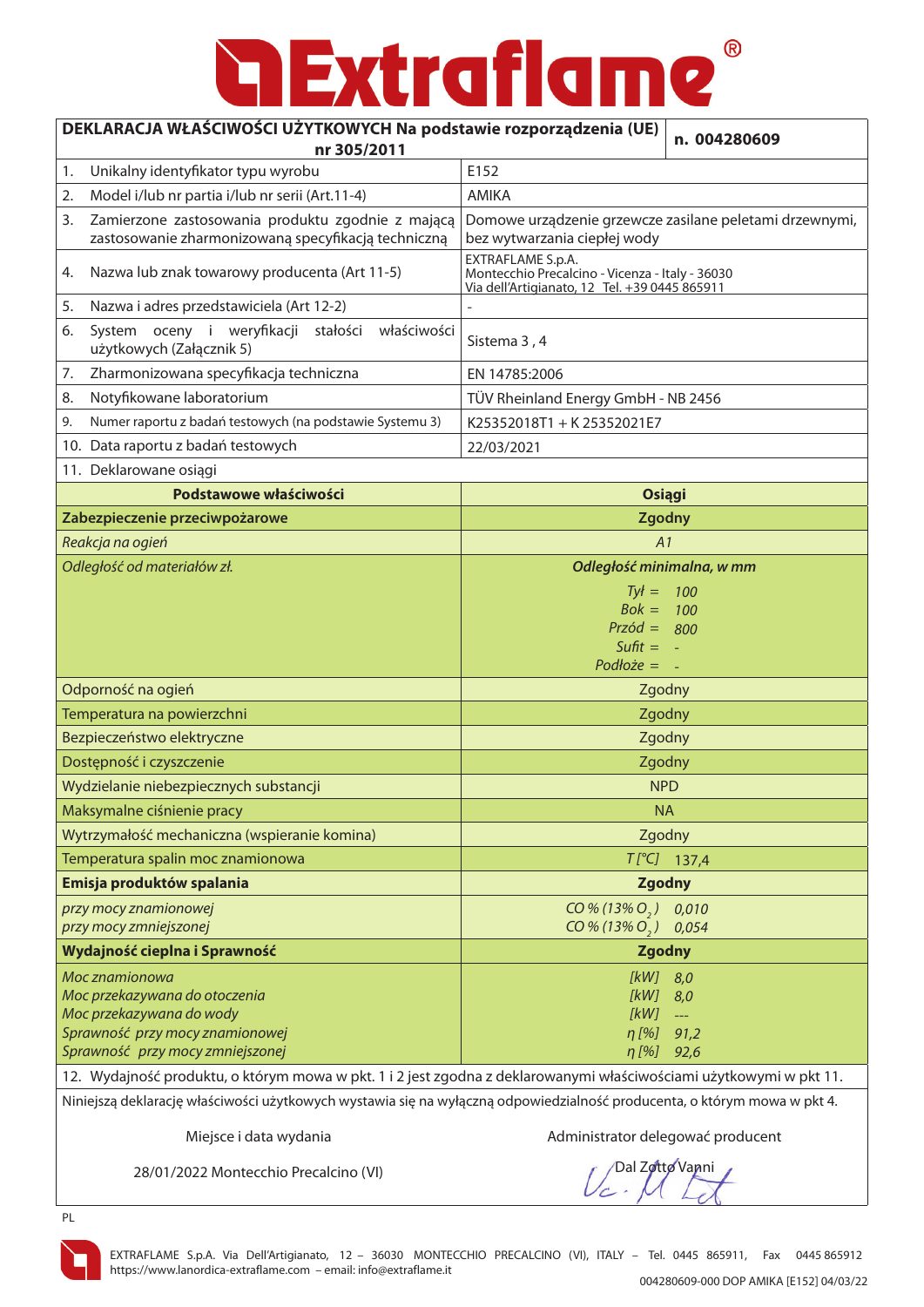# Extraflame®

| DEKLARACJA WŁAŚCIWOŚCI UŻYTKOWYCH Na podstawie rozporządzenia (UE) nr 305/2011 | n. 004280609 |
|---|---|
| 1. Unikalny identyfikator typu wyrobu | E152 |
| 2. Model i/lub nr partia i/lub nr serii (Art.11-4) | AMIKA |
| 3. Zamierzone zastosowania produktu zgodnie z mającą zastosowanie zharmonizowaną specyfikacją techniczną | Domowe urządzenie grzewcze zasilane peletami drzewnymi, bez wytwarzania ciepłej wody |
| 4. Nazwa lub znak towarowy producenta (Art 11-5) | EXTRAFLAME S.p.A. Montecchio Precalcino - Vicenza - Italy - 36030 Via dell'Artigianato, 12 Tel. +39 0445 865911 |
| 5. Nazwa i adres przedstawiciela (Art 12-2) | - |
| 6. System oceny i weryfikacji stałości właściwości użytkowych (Załącznik 5) | Sistema 3 , 4 |
| 7. Zharmonizowana specyfikacja techniczna | EN 14785:2006 |
| 8. Notyfikowane laboratorium | TÜV Rheinland Energy GmbH - NB 2456 |
| 9. Numer raportu z badań testowych (na podstawie Systemu 3) | K25352018T1 + K 25352021E7 |
| 10. Data raportu z badań testowych | 22/03/2021 |
| 11. Deklarowane osiągi | |
| **Podstawowe właściwości** | **Osiągi** |
| **Zabezpieczenie przeciwpożarowe** | **Zgodny** |
| *Reakcja na ogień* | *A1* |
| *Odległość od materiałów zł.* | ***Odległość minimalna, w mm*** <br> *Tył = 100* <br> *Bok = 100* <br> *Przód = 800* <br> *Sufit = -* <br> *Podłoże = -* |
| Odporność na ogień | Zgodny |
| Temperatura na powierzchni | Zgodny |
| Bezpieczeństwo elektryczne | Zgodny |
| Dostępność i czyszczenie | Zgodny |
| Wydzielanie niebezpiecznych substancji | NPD |
| Maksymalne ciśnienie pracy | NA |
| Wytrzymałość mechaniczna (wspieranie komina) | Zgodny |
| Temperatura spalin moc znamionowa | *T [°C]* 137,4 |
| **Emisja produktów spalania** | **Zgodny** |
| *przy mocy znamionowej* <br> *przy mocy zmniejszonej* | *CO % (13% $O_2$)* 0,010 <br> *CO % (13% $O_2$)* 0,054 |
| **Wydajność cieplna i Sprawność** | **Zgodny** |
| *Moc znamionowa* <br> *Moc przekazywana do otoczenia* <br> *Moc przekazywana do wody* <br> *Sprawność przy mocy znamionowej* <br> *Sprawność przy mocy zmniejszonej* | *[kW]* 8,0 <br> *[kW]* 8,0 <br> *[kW]* --- <br> *η [%]* 91,2 <br> *η [%]* 92,6 |

12. Wydajność produktu, o którym mowa w pkt. 1 i 2 jest zgodna z deklarowanymi właściwościami użytkowymi w pkt 11.

Niniejszą deklarację właściwości użytkowych wystawia się na wyłączną odpowiedzialność producenta, o którym mowa w pkt 4.

| Miejsce i data wydania | Administrator delegować producent |
|---|---|
| 28/01/2022 Montecchio Precalcino (VI) | Dal Zotto Vanni |

PL

EXTRAFLAME S.p.A. Via Dell'Artigianato, 12 – 36030 MONTECCHIO PRECALCINO (VI), ITALY – Tel. 0445 865911, Fax 0445 865912
https://www.lanordica-extraflame.com – email: info@extraflame.it

004280609-000 DOP AMIKA [E152] 04/03/22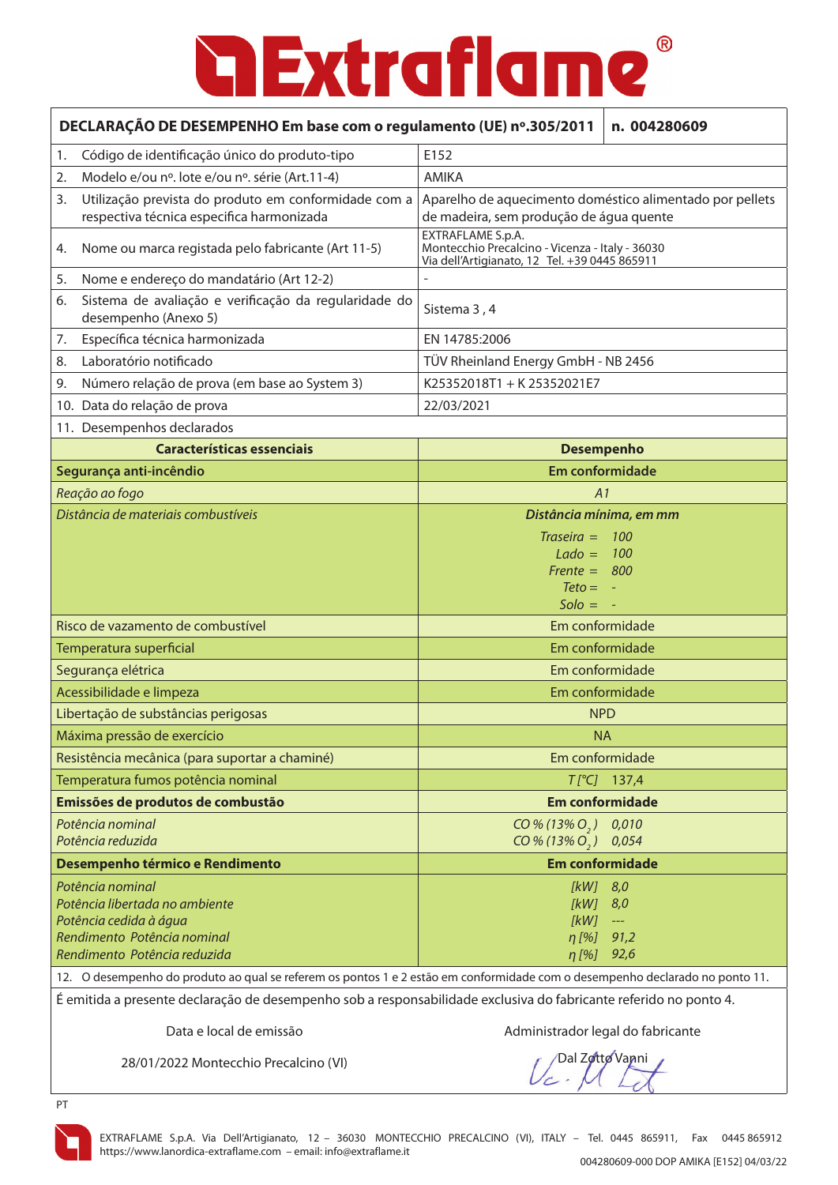# Extraflame®

| DECLARAÇÃO DE DESEMPENHO Em base com o regulamento (UE) nº.305/2011 | n. 004280609 |
|---|---|
| 1. Código de identificação único do produto-tipo | E152 |
| 2. Modelo e/ou nº. lote e/ou nº. série (Art.11-4) | AMIKA |
| 3. Utilização prevista do produto em conformidade com a respectiva técnica especifica harmonizada | Aparelho de aquecimento doméstico alimentado por pellets de madeira, sem produção de água quente |
| 4. Nome ou marca registada pelo fabricante (Art 11-5) | EXTRAFLAME S.p.A. Montecchio Precalcino - Vicenza - Italy - 36030 Via dell'Artigianato, 12 Tel. +39 0445 865911 |
| 5. Nome e endereço do mandatário (Art 12-2) | - |
| 6. Sistema de avaliação e verificação da regularidade do desempenho (Anexo 5) | Sistema 3 , 4 |
| 7. Específica técnica harmonizada | EN 14785:2006 |
| 8. Laboratório notificado | TÜV Rheinland Energy GmbH - NB 2456 |
| 9. Número relação de prova (em base ao System 3) | K25352018T1 + K 25352021E7 |
| 10. Data do relação de prova | 22/03/2021 |
| 11. Desempenhos declarados | |
| **Características essenciais** | **Desempenho** |
| **Segurança anti-incêndio** | **Em conformidade** |
| *Reação ao fogo* | *A1* |
| *Distância de materiais combustíveis* | ***Distância mínima, em mm*** <br> *Traseira = 100* <br> *Lado = 100* <br> *Frente = 800* <br> *Teto = -* <br> *Solo = -* |
| Risco de vazamento de combustível | Em conformidade |
| Temperatura superficial | Em conformidade |
| Segurança elétrica | Em conformidade |
| Acessibilidade e limpeza | Em conformidade |
| Libertação de substâncias perigosas | NPD |
| Máxima pressão de exercício | NA |
| Resistência mecânica (para suportar a chaminé) | Em conformidade |
| Temperatura fumos potência nominal | *T [°C]* 137,4 |
| **Emissões de produtos de combustão** | **Em conformidade** |
| *Potência nominal* <br> *Potência reduzida* | *CO % (13% $O_2$) 0,010* <br> *CO % (13% $O_2$) 0,054* |
| **Desempenho térmico e Rendimento** | **Em conformidade** |
| *Potência nominal* <br> *Potência libertada no ambiente* <br> *Potência cedida à água* <br> *Rendimento Potência nominal* <br> *Rendimento Potência reduzida* | *[kW] 8,0* <br> *[kW] 8,0* <br> *[kW] ---* <br> *η [%] 91,2* <br> *η [%] 92,6* |

12. O desempenho do produto ao qual se referem os pontos 1 e 2 estão em conformidade com o desempenho declarado no ponto 11.

É emitida a presente declaração de desempenho sob a responsabilidade exclusiva do fabricante referido no ponto 4.

| Data e local de emissão | Administrador legal do fabricante |
|---|---|
| 28/01/2022 Montecchio Precalcino (VI) | Dal Zotto Vanni |

PT

EXTRAFLAME S.p.A. Via Dell'Artigianato, 12 – 36030 MONTECCHIO PRECALCINO (VI), ITALY – Tel. 0445 865911, Fax 0445 865912
https://www.lanordica-extraflame.com – email: info@extraflame.it

004280609-000 DOP AMIKA [E152] 04/03/22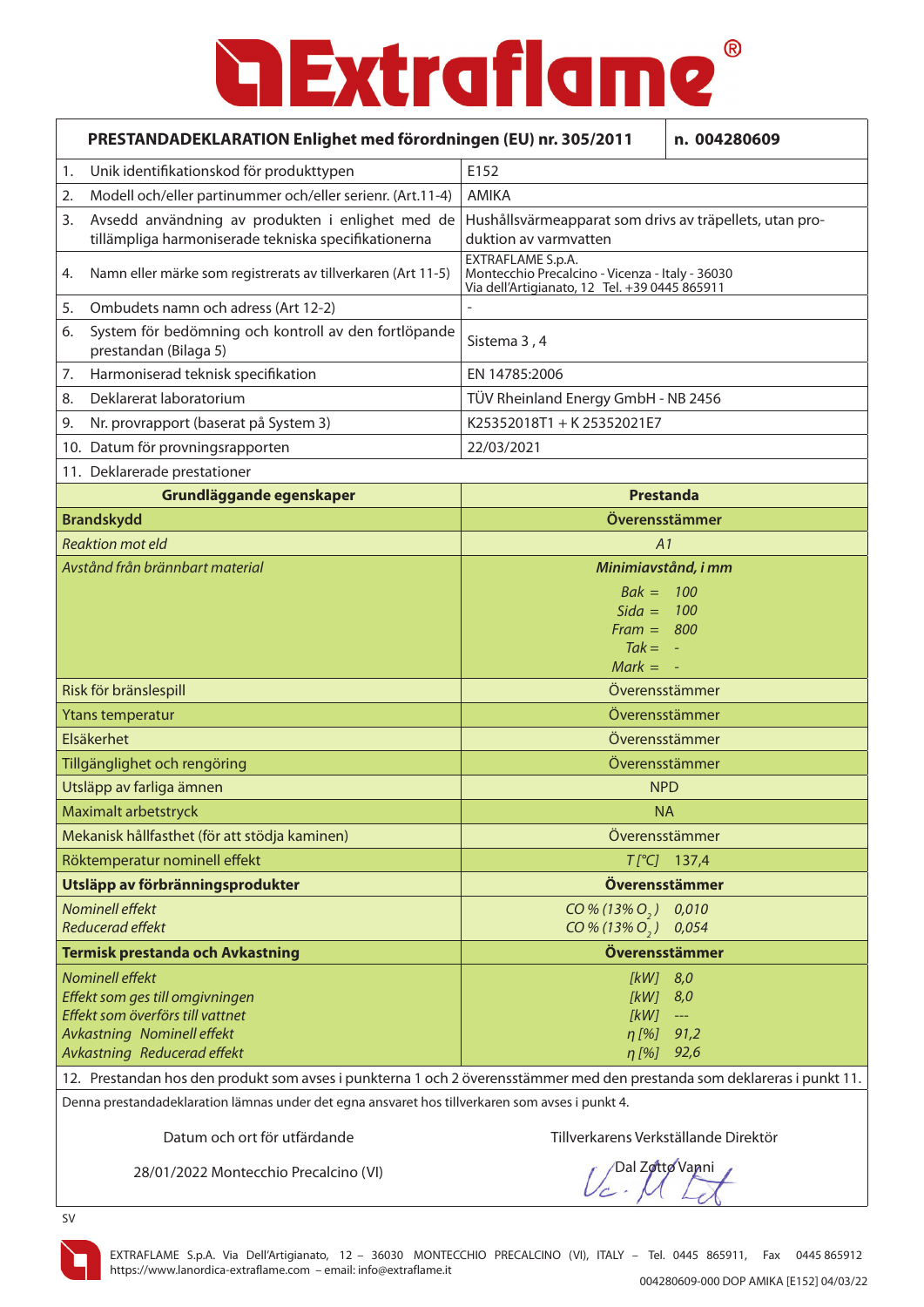# Extraflame®

| PRESTANDADEKLARATION Enlighet med förordningen (EU) nr. 305/2011 | n. 004280609 |
|---|---|
| 1. Unik identifikationskod för produkttypen | E152 |
| 2. Modell och/eller partinummer och/eller serienr. (Art.11-4) | AMIKA |
| 3. Avsedd användning av produkten i enlighet med de tillämpliga harmoniserade tekniska specifikationerna | Hushållsvärmeapparat som drivs av träpellets, utan produktion av varmvatten |
| 4. Namn eller märke som registrerats av tillverkaren (Art 11-5) | EXTRAFLAME S.p.A. Montecchio Precalcino - Vicenza - Italy - 36030 Via dell'Artigianato, 12 Tel. +39 0445 865911 |
| 5. Ombudets namn och adress (Art 12-2) | - |
| 6. System för bedömning och kontroll av den fortlöpande prestandan (Bilaga 5) | Sistema 3 , 4 |
| 7. Harmoniserad teknisk specifikation | EN 14785:2006 |
| 8. Deklarerat laboratorium | TÜV Rheinland Energy GmbH - NB 2456 |
| 9. Nr. provrapport (baserat på System 3) | K25352018T1 + K 25352021E7 |
| 10. Datum för provningsrapporten | 22/03/2021 |
| 11. Deklarerade prestationer | |

| Grundläggande egenskaper | Prestanda |
|---|---|
| **Brandskydd** | **Överensstämmer** |
| *Reaktion mot eld* | *A1* |
| *Avstånd från brännbart material* | ***Minimiavstånd, i mm*** <br> *Bak = 100* <br> *Sida = 100* <br> *Fram = 800* <br> *Tak = -* <br> *Mark = -* |
| Risk för bränslespill | Överensstämmer |
| Ytans temperatur | Överensstämmer |
| Elsäkerhet | Överensstämmer |
| Tillgänglighet och rengöring | Överensstämmer |
| Utsläpp av farliga ämnen | NPD |
| Maximalt arbetstryck | NA |
| Mekanisk hållfasthet (för att stödja kaminen) | Överensstämmer |
| Röktemperatur nominell effekt | *T [°C]* 137,4 |
| **Utsläpp av förbränningsprodukter** | **Överensstämmer** |
| *Nominell effekt* <br> *Reducerad effekt* | *CO % (13% $O_2$) 0,010* <br> *CO % (13% $O_2$) 0,054* |
| **Termisk prestanda och Avkastning** | **Överensstämmer** |
| *Nominell effekt* <br> *Effekt som ges till omgivningen* <br> *Effekt som överförs till vattnet* <br> *Avkastning Nominell effekt* <br> *Avkastning Reducerad effekt* | *[kW] 8,0* <br> *[kW] 8,0* <br> *[kW] ---* <br> *η [%] 91,2* <br> *η [%] 92,6* |

12. Prestandan hos den produkt som avses i punkterna 1 och 2 överensstämmer med den prestanda som deklareras i punkt 11.

Denna prestandadeklaration lämnas under det egna ansvaret hos tillverkaren som avses i punkt 4.

| Datum och ort för utfärdande | Tillverkarens Verkställande Direktör |
|---|---|
| 28/01/2022 Montecchio Precalcino (VI) | Dal Zotto Vanni |

SV

EXTRAFLAME S.p.A. Via Dell'Artigianato, 12 – 36030 MONTECCHIO PRECALCINO (VI), ITALY – Tel. 0445 865911, Fax 0445 865912
https://www.lanordica-extraflame.com – email: info@extraflame.it

004280609-000 DOP AMIKA [E152] 04/03/22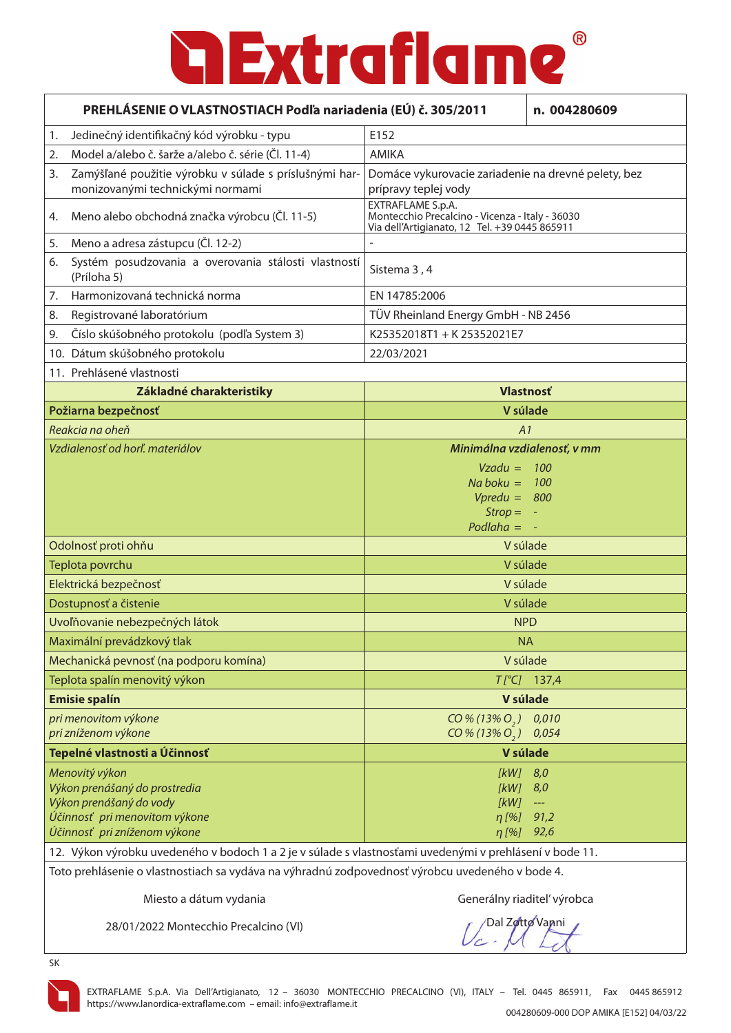# Extraflame®

| PREHLÁSENIE O VLASTNOSTIACH Podľa nariadenia (EÚ) č. 305/2011 | n. 004280609 |
|---|---|
| 1. Jedinečný identifikačný kód výrobku - typu | E152 |
| 2. Model a/alebo č. šarže a/alebo č. série (Čl. 11-4) | AMIKA |
| 3. Zamýšľané použitie výrobku v súlade s príslušnými harmonizovanými technickými normami | Domáce vykurovacie zariadenie na drevné pelety, bez prípravy teplej vody |
| 4. Meno alebo obchodná značka výrobcu (Čl. 11-5) | EXTRAFLAME S.p.A. Montecchio Precalcino - Vicenza - Italy - 36030 Via dell'Artigianato, 12 Tel. +39 0445 865911 |
| 5. Meno a adresa zástupcu (Čl. 12-2) | - |
| 6. Systém posudzovania a overovania stálosti vlastností (Príloha 5) | Sistema 3 , 4 |
| 7. Harmonizovaná technická norma | EN 14785:2006 |
| 8. Registrované laboratórium | TÜV Rheinland Energy GmbH - NB 2456 |
| 9. Číslo skúšobného protokolu (podľa System 3) | K25352018T1 + K 25352021E7 |
| 10. Dátum skúšobného protokolu | 22/03/2021 |
| 11. Prehlásené vlastnosti | |
| **Základné charakteristiky** | **Vlastnosť** |
| **Požiarna bezpečnosť** | **V súlade** |
| *Reakcia na oheň* | *A1* |
| *Vzdialenosť od horľ. materiálov* | ***Minimálna vzdialenosť, v mm***<br>*Vzadu = 100*<br>*Na boku = 100*<br>*Vpredu = 800*<br>*Strop = -*<br>*Podlaha = -* |
| Odolnosť proti ohňu | V súlade |
| Teplota povrchu | V súlade |
| Elektrická bezpečnosť | V súlade |
| Dostupnosť a čistenie | V súlade |
| Uvoľňovanie nebezpečných látok | NPD |
| Maximální prevádzkový tlak | NA |
| Mechanická pevnosť (na podporu komína) | V súlade |
| Teplota spalín menovitý výkon | *T [°C]* 137,4 |
| **Emisie spalín** | **V súlade** |
| *pri menovitom výkone*<br>*pri zníženom výkone* | *CO % (13% $O_2$) 0,010*<br>*CO % (13% $O_2$) 0,054* |
| **Tepelné vlastnosti a Účinnosť** | **V súlade** |
| *Menovitý výkon*<br>*Výkon prenášaný do prostredia*<br>*Výkon prenášaný do vody*<br>*Účinnosť pri menovitom výkone*<br>*Účinnosť pri zníženom výkone* | *[kW] 8,0*<br>*[kW] 8,0*<br>*[kW] ---*<br>*η [%] 91,2*<br>*η [%] 92,6* |

12. Výkon výrobku uvedeného v bodoch 1 a 2 je v súlade s vlastnosťami uvedenými v prehlásení v bode 11.

Toto prehlásenie o vlastnostiach sa vydáva na výhradnú zodpovednosť výrobcu uvedeného v bode 4.

| Miesto a dátum vydania | Generálny riaditeľ výrobca |
|---|---|
| 28/01/2022 Montecchio Precalcino (VI) | Dal Zotto Vanni |

SK

EXTRAFLAME S.p.A. Via Dell'Artigianato, 12 – 36030 MONTECCHIO PRECALCINO (VI), ITALY – Tel. 0445 865911, Fax 0445 865912
https://www.lanordica-extraflame.com – email: info@extraflame.it

004280609-000 DOP AMIKA [E152] 04/03/22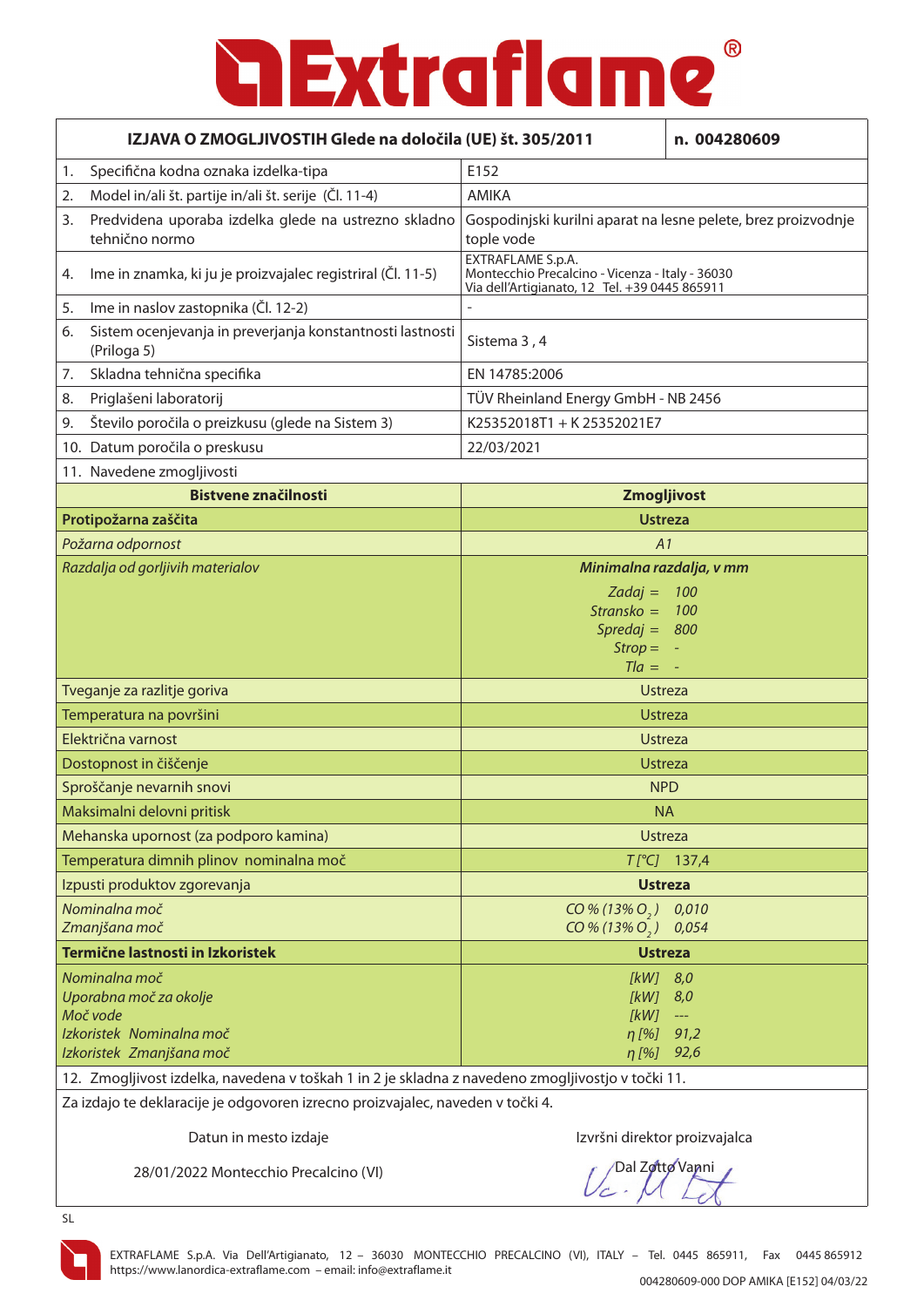# Extraflame®

| IZJAVA O ZMOGLJIVOSTIH Glede na določila (UE) št. 305/2011 | n. 004280609 |
|---|---|
| 1. Specifična kodna oznaka izdelka-tipa | E152 |
| 2. Model in/ali št. partije in/ali št. serije (Čl. 11-4) | AMIKA |
| 3. Predvidena uporaba izdelka glede na ustrezno skladno tehnično normo | Gospodinjski kurilni aparat na lesne pelete, brez proizvodnje tople vode |
| 4. Ime in znamka, ki ju je proizvajalec registriral (Čl. 11-5) | EXTRAFLAME S.p.A. Montecchio Precalcino - Vicenza - Italy - 36030 Via dell'Artigianato, 12 Tel. +39 0445 865911 |
| 5. Ime in naslov zastopnika (Čl. 12-2) | - |
| 6. Sistem ocenjevanja in preverjanja konstantnosti lastnosti (Priloga 5) | Sistema 3 , 4 |
| 7. Skladna tehnična specifika | EN 14785:2006 |
| 8. Priglašeni laboratorij | TÜV Rheinland Energy GmbH - NB 2456 |
| 9. Število poročila o preizkusu (glede na Sistem 3) | K25352018T1 + K 25352021E7 |
| 10. Datum poročila o preskusu | 22/03/2021 |
| 11. Navedene zmogljivosti | |
| **Bistvene značilnosti** | **Zmogljivost** |
| **Protipožarna zaščita** | **Ustreza** |
| *Požarna odpornost* | *A1* |
| *Razdalja od gorljivih materialov* | ***Minimalna razdalja, v mm*** *Zadaj = 100* *Stransko = 100* *Spredaj = 800* *Strop = -* *Tla = -* |
| Tveganje za razlitje goriva | Ustreza |
| Temperatura na površini | Ustreza |
| Električna varnost | Ustreza |
| Dostopnost in čiščenje | Ustreza |
| Sproščanje nevarnih snovi | NPD |
| Maksimalni delovni pritisk | NA |
| Mehanska upornost (za podporo kamina) | Ustreza |
| Temperatura dimnih plinov nominalna moč | *T [°C]* 137,4 |
| **Izpusti produktov zgorevanja** | **Ustreza** |
| *Nominalna moč* *Zmanjšana moč* | *CO % (13% $O_2$) 0,010* *CO % (13% $O_2$) 0,054* |
| **Termične lastnosti in Izkoristek** | **Ustreza** |
| *Nominalna moč* *Uporabna moč za okolje* *Moč vode* *Izkoristek Nominalna moč* *Izkoristek Zmanjšana moč* | *[kW] 8,0* *[kW] 8,0* *[kW] ---* *η [%] 91,2* *η [%] 92,6* |

12. Zmogljivost izdelka, navedena v toškah 1 in 2 je skladna z navedeno zmogljivostjo v točki 11.

Za izdajo te deklaracije je odgovoren izrecno proizvajalec, naveden v točki 4.

Datun in mesto izdaje

28/01/2022 Montecchio Precalcino (VI)

Izvršni direktor proizvajalca

Dal Zotto Vanni

SL

EXTRAFLAME S.p.A. Via Dell'Artigianato, 12 – 36030 MONTECCHIO PRECALCINO (VI), ITALY – Tel. 0445 865911, Fax 0445 865912
https://www.lanordica-extraflame.com – email: info@extraflame.it

004280609-000 DOP AMIKA [E152] 04/03/22